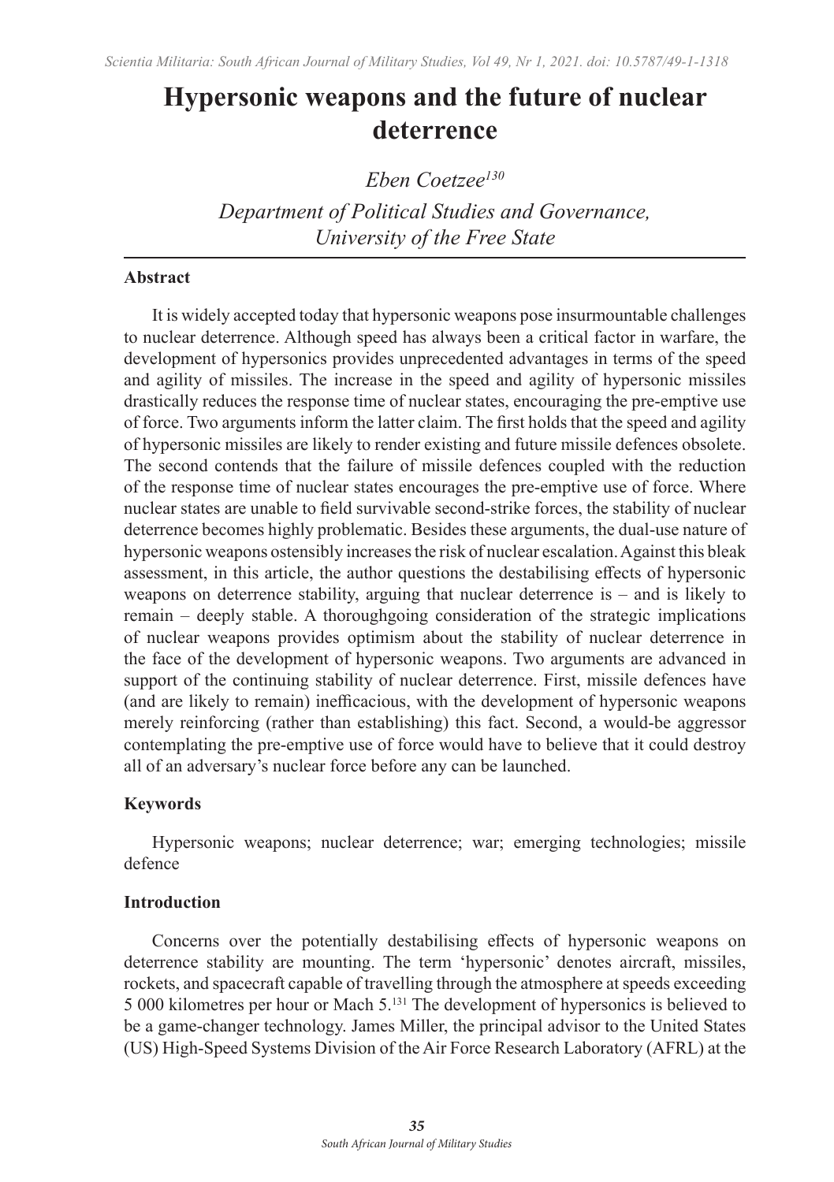# Hypersonic weapons and the future of nuclear deterrence

*Eben Coetzee*[130]

*Department of Political Studies and Governance, University of the Free State*

## Abstract

It is widely accepted today that hypersonic weapons pose insurmountable challenges to nuclear deterrence. Although speed has always been a critical factor in warfare, the development of hypersonics provides unprecedented advantages in terms of the speed and agility of missiles. The increase in the speed and agility of hypersonic missiles drastically reduces the response time of nuclear states, encouraging the pre-emptive use of force. Two arguments inform the latter claim. The first holds that the speed and agility of hypersonic missiles are likely to render existing and future missile defences obsolete. The second contends that the failure of missile defences coupled with the reduction of the response time of nuclear states encourages the pre-emptive use of force. Where nuclear states are unable to field survivable second-strike forces, the stability of nuclear deterrence becomes highly problematic. Besides these arguments, the dual-use nature of hypersonic weapons ostensibly increases the risk of nuclear escalation. Against this bleak assessment, in this article, the author questions the destabilising effects of hypersonic weapons on deterrence stability, arguing that nuclear deterrence is – and is likely to remain – deeply stable. A thoroughgoing consideration of the strategic implications of nuclear weapons provides optimism about the stability of nuclear deterrence in the face of the development of hypersonic weapons. Two arguments are advanced in support of the continuing stability of nuclear deterrence. First, missile defences have (and are likely to remain) inefficacious, with the development of hypersonic weapons merely reinforcing (rather than establishing) this fact. Second, a would-be aggressor contemplating the pre-emptive use of force would have to believe that it could destroy all of an adversary's nuclear force before any can be launched.

## Keywords

Hypersonic weapons; nuclear deterrence; war; emerging technologies; missile defence

## Introduction

Concerns over the potentially destabilising effects of hypersonic weapons on deterrence stability are mounting. The term 'hypersonic' denotes aircraft, missiles, rockets, and spacecraft capable of travelling through the atmosphere at speeds exceeding 5 000 kilometres per hour or Mach 5.[131] The development of hypersonics is believed to be a game-changer technology. James Miller, the principal advisor to the United States (US) High-Speed Systems Division of the Air Force Research Laboratory (AFRL) at the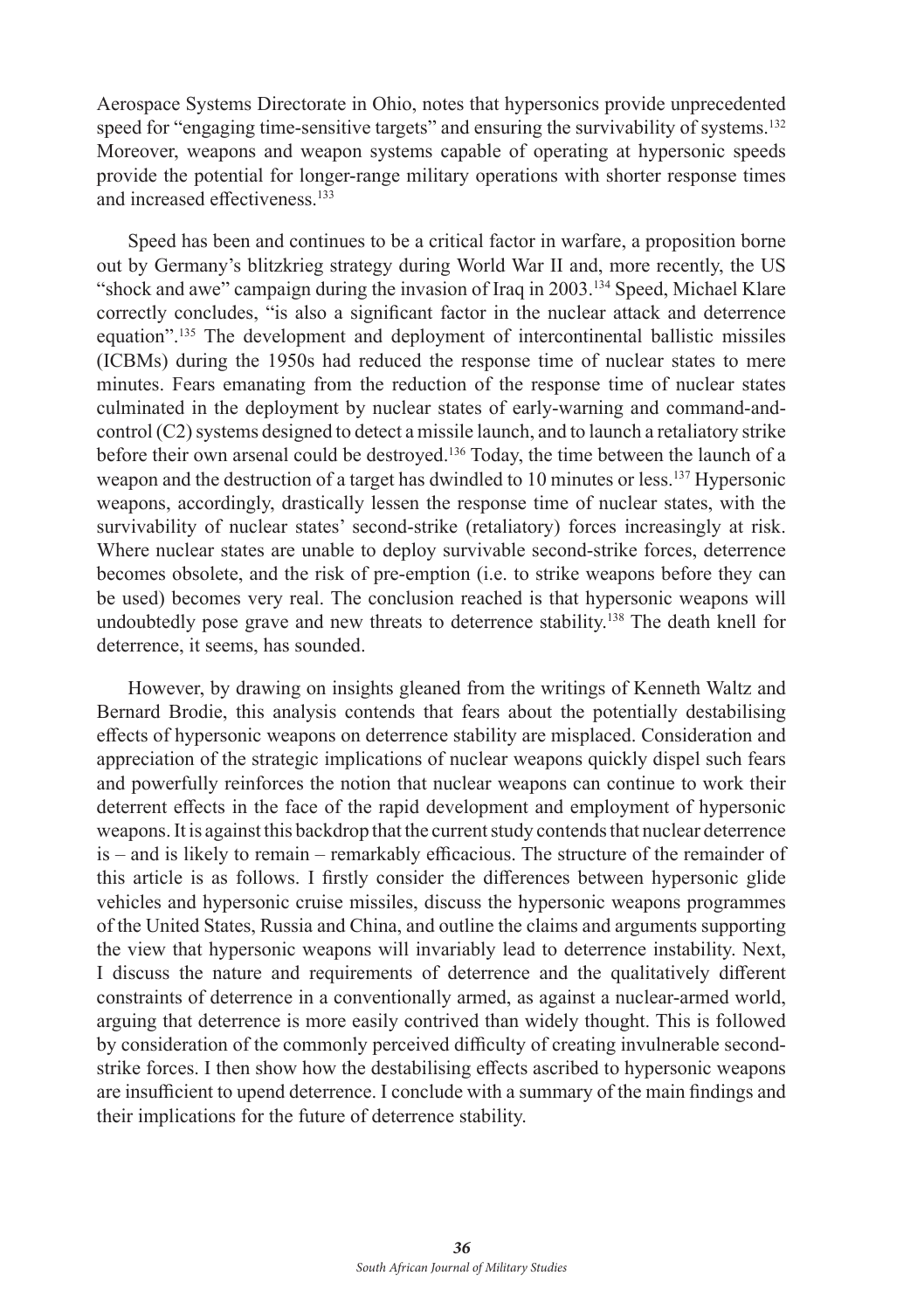Aerospace Systems Directorate in Ohio, notes that hypersonics provide unprecedented speed for "engaging time-sensitive targets" and ensuring the survivability of systems.[132] Moreover, weapons and weapon systems capable of operating at hypersonic speeds provide the potential for longer-range military operations with shorter response times and increased effectiveness.[133]

Speed has been and continues to be a critical factor in warfare, a proposition borne out by Germany's blitzkrieg strategy during World War II and, more recently, the US "shock and awe" campaign during the invasion of Iraq in 2003.[134] Speed, Michael Klare correctly concludes, "is also a significant factor in the nuclear attack and deterrence equation".[135] The development and deployment of intercontinental ballistic missiles (ICBMs) during the 1950s had reduced the response time of nuclear states to mere minutes. Fears emanating from the reduction of the response time of nuclear states culminated in the deployment by nuclear states of early-warning and command-and-control (C2) systems designed to detect a missile launch, and to launch a retaliatory strike before their own arsenal could be destroyed.[136] Today, the time between the launch of a weapon and the destruction of a target has dwindled to 10 minutes or less.[137] Hypersonic weapons, accordingly, drastically lessen the response time of nuclear states, with the survivability of nuclear states' second-strike (retaliatory) forces increasingly at risk. Where nuclear states are unable to deploy survivable second-strike forces, deterrence becomes obsolete, and the risk of pre-emption (i.e. to strike weapons before they can be used) becomes very real. The conclusion reached is that hypersonic weapons will undoubtedly pose grave and new threats to deterrence stability.[138] The death knell for deterrence, it seems, has sounded.

However, by drawing on insights gleaned from the writings of Kenneth Waltz and Bernard Brodie, this analysis contends that fears about the potentially destabilising effects of hypersonic weapons on deterrence stability are misplaced. Consideration and appreciation of the strategic implications of nuclear weapons quickly dispel such fears and powerfully reinforces the notion that nuclear weapons can continue to work their deterrent effects in the face of the rapid development and employment of hypersonic weapons. It is against this backdrop that the current study contends that nuclear deterrence is – and is likely to remain – remarkably efficacious. The structure of the remainder of this article is as follows. I firstly consider the differences between hypersonic glide vehicles and hypersonic cruise missiles, discuss the hypersonic weapons programmes of the United States, Russia and China, and outline the claims and arguments supporting the view that hypersonic weapons will invariably lead to deterrence instability. Next, I discuss the nature and requirements of deterrence and the qualitatively different constraints of deterrence in a conventionally armed, as against a nuclear-armed world, arguing that deterrence is more easily contrived than widely thought. This is followed by consideration of the commonly perceived difficulty of creating invulnerable second-strike forces. I then show how the destabilising effects ascribed to hypersonic weapons are insufficient to upend deterrence. I conclude with a summary of the main findings and their implications for the future of deterrence stability.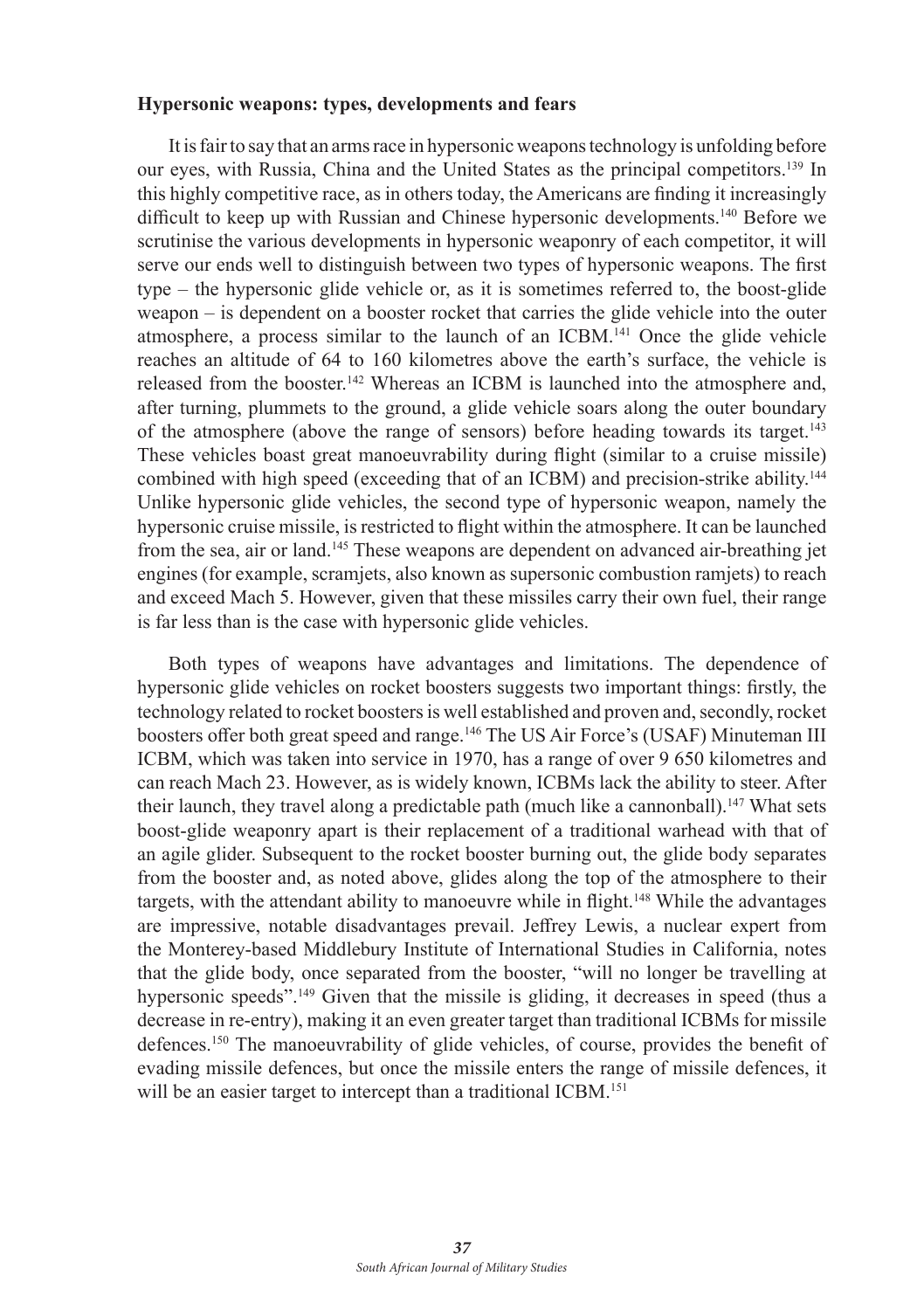**Hypersonic weapons: types, developments and fears**

It is fair to say that an arms race in hypersonic weapons technology is unfolding before our eyes, with Russia, China and the United States as the principal competitors.[139] In this highly competitive race, as in others today, the Americans are finding it increasingly difficult to keep up with Russian and Chinese hypersonic developments.[140] Before we scrutinise the various developments in hypersonic weaponry of each competitor, it will serve our ends well to distinguish between two types of hypersonic weapons. The first type – the hypersonic glide vehicle or, as it is sometimes referred to, the boost-glide weapon – is dependent on a booster rocket that carries the glide vehicle into the outer atmosphere, a process similar to the launch of an ICBM.[141] Once the glide vehicle reaches an altitude of 64 to 160 kilometres above the earth's surface, the vehicle is released from the booster.[142] Whereas an ICBM is launched into the atmosphere and, after turning, plummets to the ground, a glide vehicle soars along the outer boundary of the atmosphere (above the range of sensors) before heading towards its target.[143] These vehicles boast great manoeuvrability during flight (similar to a cruise missile) combined with high speed (exceeding that of an ICBM) and precision-strike ability.[144] Unlike hypersonic glide vehicles, the second type of hypersonic weapon, namely the hypersonic cruise missile, is restricted to flight within the atmosphere. It can be launched from the sea, air or land.[145] These weapons are dependent on advanced air-breathing jet engines (for example, scramjets, also known as supersonic combustion ramjets) to reach and exceed Mach 5. However, given that these missiles carry their own fuel, their range is far less than is the case with hypersonic glide vehicles.

Both types of weapons have advantages and limitations. The dependence of hypersonic glide vehicles on rocket boosters suggests two important things: firstly, the technology related to rocket boosters is well established and proven and, secondly, rocket boosters offer both great speed and range.[146] The US Air Force's (USAF) Minuteman III ICBM, which was taken into service in 1970, has a range of over 9 650 kilometres and can reach Mach 23. However, as is widely known, ICBMs lack the ability to steer. After their launch, they travel along a predictable path (much like a cannonball).[147] What sets boost-glide weaponry apart is their replacement of a traditional warhead with that of an agile glider. Subsequent to the rocket booster burning out, the glide body separates from the booster and, as noted above, glides along the top of the atmosphere to their targets, with the attendant ability to manoeuvre while in flight.[148] While the advantages are impressive, notable disadvantages prevail. Jeffrey Lewis, a nuclear expert from the Monterey-based Middlebury Institute of International Studies in California, notes that the glide body, once separated from the booster, "will no longer be travelling at hypersonic speeds".[149] Given that the missile is gliding, it decreases in speed (thus a decrease in re-entry), making it an even greater target than traditional ICBMs for missile defences.[150] The manoeuvrability of glide vehicles, of course, provides the benefit of evading missile defences, but once the missile enters the range of missile defences, it will be an easier target to intercept than a traditional ICBM.[151]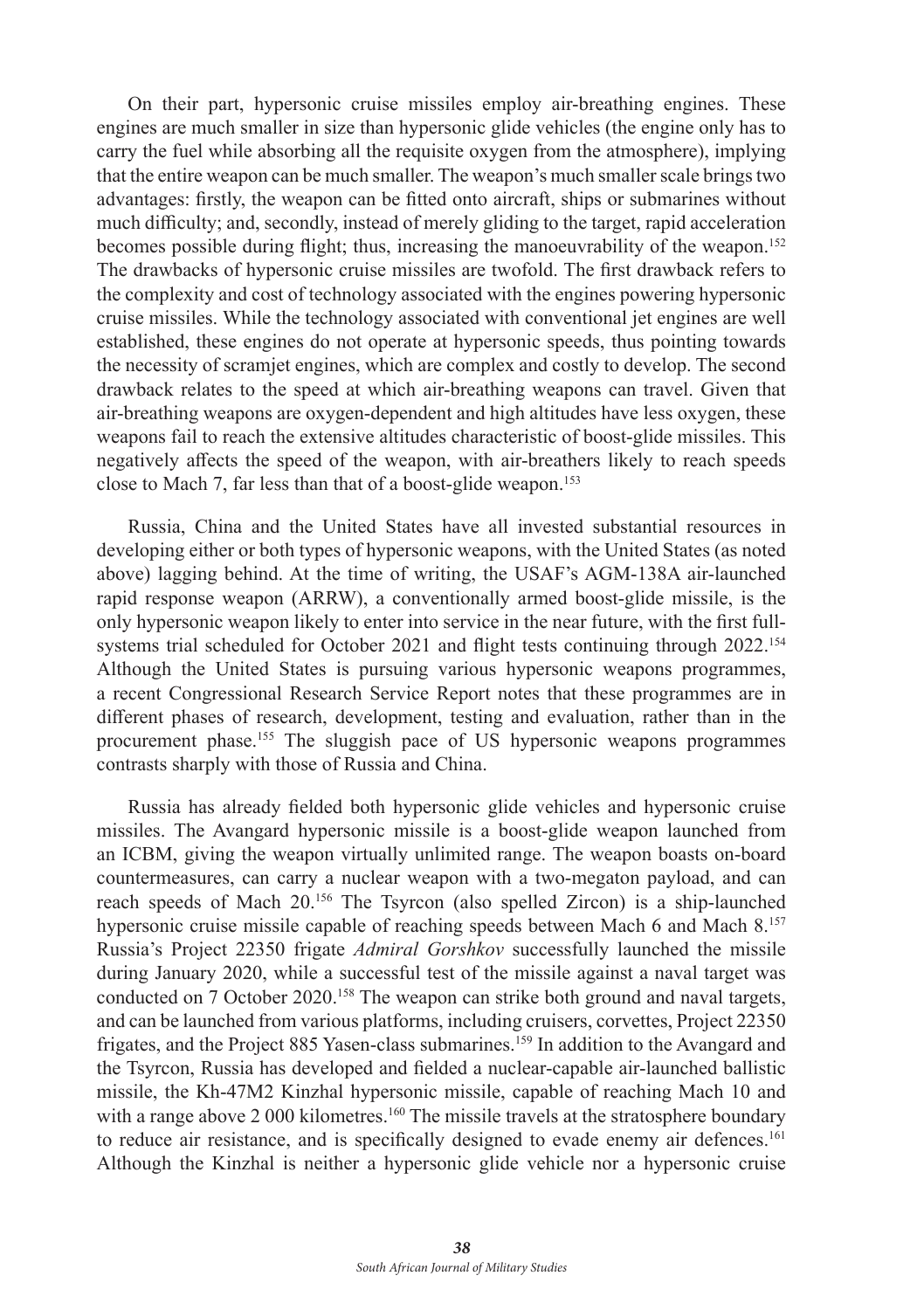On their part, hypersonic cruise missiles employ air-breathing engines. These engines are much smaller in size than hypersonic glide vehicles (the engine only has to carry the fuel while absorbing all the requisite oxygen from the atmosphere), implying that the entire weapon can be much smaller. The weapon's much smaller scale brings two advantages: firstly, the weapon can be fitted onto aircraft, ships or submarines without much difficulty; and, secondly, instead of merely gliding to the target, rapid acceleration becomes possible during flight; thus, increasing the manoeuvrability of the weapon.[152] The drawbacks of hypersonic cruise missiles are twofold. The first drawback refers to the complexity and cost of technology associated with the engines powering hypersonic cruise missiles. While the technology associated with conventional jet engines are well established, these engines do not operate at hypersonic speeds, thus pointing towards the necessity of scramjet engines, which are complex and costly to develop. The second drawback relates to the speed at which air-breathing weapons can travel. Given that air-breathing weapons are oxygen-dependent and high altitudes have less oxygen, these weapons fail to reach the extensive altitudes characteristic of boost-glide missiles. This negatively affects the speed of the weapon, with air-breathers likely to reach speeds close to Mach 7, far less than that of a boost-glide weapon.[153]

Russia, China and the United States have all invested substantial resources in developing either or both types of hypersonic weapons, with the United States (as noted above) lagging behind. At the time of writing, the USAF's AGM-138A air-launched rapid response weapon (ARRW), a conventionally armed boost-glide missile, is the only hypersonic weapon likely to enter into service in the near future, with the first full-systems trial scheduled for October 2021 and flight tests continuing through 2022.[154] Although the United States is pursuing various hypersonic weapons programmes, a recent Congressional Research Service Report notes that these programmes are in different phases of research, development, testing and evaluation, rather than in the procurement phase.[155] The sluggish pace of US hypersonic weapons programmes contrasts sharply with those of Russia and China.

Russia has already fielded both hypersonic glide vehicles and hypersonic cruise missiles. The Avangard hypersonic missile is a boost-glide weapon launched from an ICBM, giving the weapon virtually unlimited range. The weapon boasts on-board countermeasures, can carry a nuclear weapon with a two-megaton payload, and can reach speeds of Mach 20.[156] The Tsyrcon (also spelled Zircon) is a ship-launched hypersonic cruise missile capable of reaching speeds between Mach 6 and Mach 8.[157] Russia's Project 22350 frigate *Admiral Gorshkov* successfully launched the missile during January 2020, while a successful test of the missile against a naval target was conducted on 7 October 2020.[158] The weapon can strike both ground and naval targets, and can be launched from various platforms, including cruisers, corvettes, Project 22350 frigates, and the Project 885 Yasen-class submarines.[159] In addition to the Avangard and the Tsyrcon, Russia has developed and fielded a nuclear-capable air-launched ballistic missile, the Kh-47M2 Kinzhal hypersonic missile, capable of reaching Mach 10 and with a range above 2 000 kilometres.[160] The missile travels at the stratosphere boundary to reduce air resistance, and is specifically designed to evade enemy air defences.[161] Although the Kinzhal is neither a hypersonic glide vehicle nor a hypersonic cruise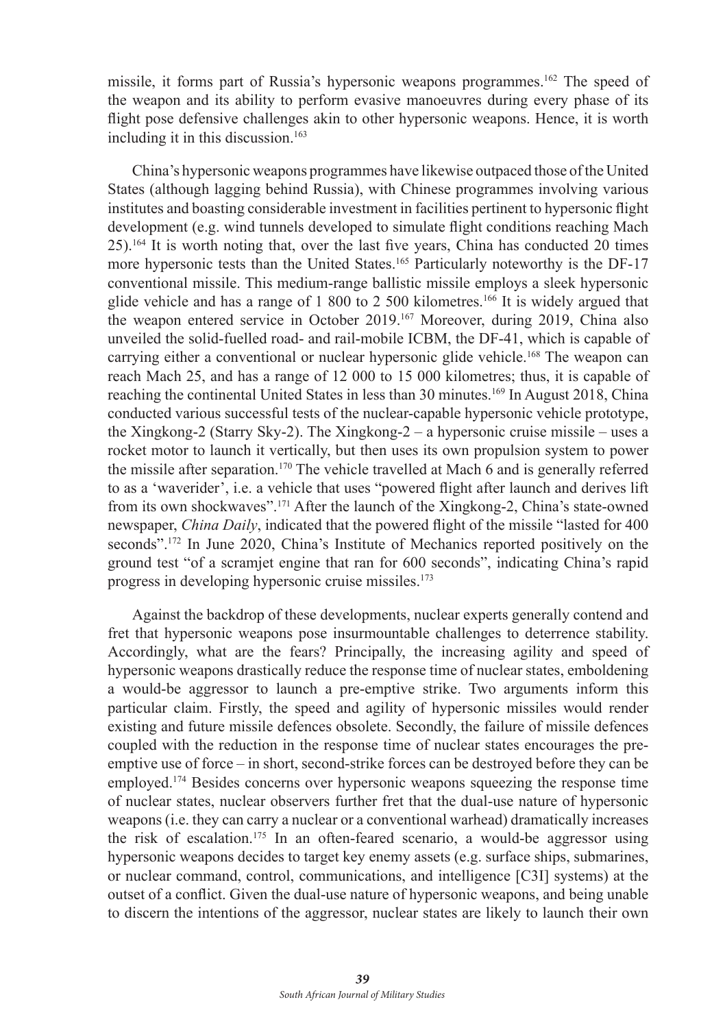missile, it forms part of Russia's hypersonic weapons programmes.[162] The speed of the weapon and its ability to perform evasive manoeuvres during every phase of its flight pose defensive challenges akin to other hypersonic weapons. Hence, it is worth including it in this discussion.[163]

China's hypersonic weapons programmes have likewise outpaced those of the United States (although lagging behind Russia), with Chinese programmes involving various institutes and boasting considerable investment in facilities pertinent to hypersonic flight development (e.g. wind tunnels developed to simulate flight conditions reaching Mach 25).[164] It is worth noting that, over the last five years, China has conducted 20 times more hypersonic tests than the United States.[165] Particularly noteworthy is the DF-17 conventional missile. This medium-range ballistic missile employs a sleek hypersonic glide vehicle and has a range of 1 800 to 2 500 kilometres.[166] It is widely argued that the weapon entered service in October 2019.[167] Moreover, during 2019, China also unveiled the solid-fuelled road- and rail-mobile ICBM, the DF-41, which is capable of carrying either a conventional or nuclear hypersonic glide vehicle.[168] The weapon can reach Mach 25, and has a range of 12 000 to 15 000 kilometres; thus, it is capable of reaching the continental United States in less than 30 minutes.[169] In August 2018, China conducted various successful tests of the nuclear-capable hypersonic vehicle prototype, the Xingkong-2 (Starry Sky-2). The Xingkong-2 – a hypersonic cruise missile – uses a rocket motor to launch it vertically, but then uses its own propulsion system to power the missile after separation.[170] The vehicle travelled at Mach 6 and is generally referred to as a 'waverider', i.e. a vehicle that uses "powered flight after launch and derives lift from its own shockwaves".[171] After the launch of the Xingkong-2, China's state-owned newspaper, *China Daily*, indicated that the powered flight of the missile "lasted for 400 seconds".[172] In June 2020, China's Institute of Mechanics reported positively on the ground test "of a scramjet engine that ran for 600 seconds", indicating China's rapid progress in developing hypersonic cruise missiles.[173]

Against the backdrop of these developments, nuclear experts generally contend and fret that hypersonic weapons pose insurmountable challenges to deterrence stability. Accordingly, what are the fears? Principally, the increasing agility and speed of hypersonic weapons drastically reduce the response time of nuclear states, emboldening a would-be aggressor to launch a pre-emptive strike. Two arguments inform this particular claim. Firstly, the speed and agility of hypersonic missiles would render existing and future missile defences obsolete. Secondly, the failure of missile defences coupled with the reduction in the response time of nuclear states encourages the pre-emptive use of force – in short, second-strike forces can be destroyed before they can be employed.[174] Besides concerns over hypersonic weapons squeezing the response time of nuclear states, nuclear observers further fret that the dual-use nature of hypersonic weapons (i.e. they can carry a nuclear or a conventional warhead) dramatically increases the risk of escalation.[175] In an often-feared scenario, a would-be aggressor using hypersonic weapons decides to target key enemy assets (e.g. surface ships, submarines, or nuclear command, control, communications, and intelligence [C3I] systems) at the outset of a conflict. Given the dual-use nature of hypersonic weapons, and being unable to discern the intentions of the aggressor, nuclear states are likely to launch their own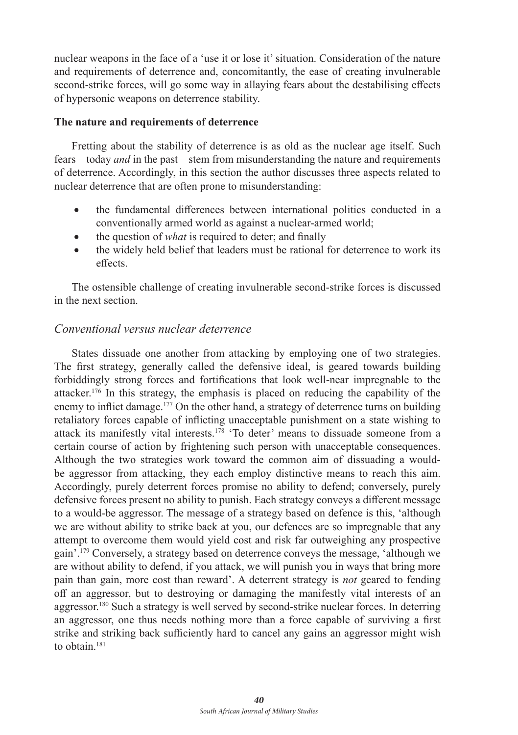nuclear weapons in the face of a 'use it or lose it' situation. Consideration of the nature and requirements of deterrence and, concomitantly, the ease of creating invulnerable second-strike forces, will go some way in allaying fears about the destabilising effects of hypersonic weapons on deterrence stability.

**The nature and requirements of deterrence**

Fretting about the stability of deterrence is as old as the nuclear age itself. Such fears – today *and* in the past – stem from misunderstanding the nature and requirements of deterrence. Accordingly, in this section the author discusses three aspects related to nuclear deterrence that are often prone to misunderstanding:

- the fundamental differences between international politics conducted in a conventionally armed world as against a nuclear-armed world;
- the question of *what* is required to deter; and finally
- the widely held belief that leaders must be rational for deterrence to work its effects.

The ostensible challenge of creating invulnerable second-strike forces is discussed in the next section.

### *Conventional versus nuclear deterrence*

States dissuade one another from attacking by employing one of two strategies. The first strategy, generally called the defensive ideal, is geared towards building forbiddingly strong forces and fortifications that look well-near impregnable to the attacker.[176] In this strategy, the emphasis is placed on reducing the capability of the enemy to inflict damage.[177] On the other hand, a strategy of deterrence turns on building retaliatory forces capable of inflicting unacceptable punishment on a state wishing to attack its manifestly vital interests.[178] 'To deter' means to dissuade someone from a certain course of action by frightening such person with unacceptable consequences. Although the two strategies work toward the common aim of dissuading a would-be aggressor from attacking, they each employ distinctive means to reach this aim. Accordingly, purely deterrent forces promise no ability to defend; conversely, purely defensive forces present no ability to punish. Each strategy conveys a different message to a would-be aggressor. The message of a strategy based on defence is this, 'although we are without ability to strike back at you, our defences are so impregnable that any attempt to overcome them would yield cost and risk far outweighing any prospective gain'.[179] Conversely, a strategy based on deterrence conveys the message, 'although we are without ability to defend, if you attack, we will punish you in ways that bring more pain than gain, more cost than reward'. A deterrent strategy is *not* geared to fending off an aggressor, but to destroying or damaging the manifestly vital interests of an aggressor.[180] Such a strategy is well served by second-strike nuclear forces. In deterring an aggressor, one thus needs nothing more than a force capable of surviving a first strike and striking back sufficiently hard to cancel any gains an aggressor might wish to obtain.[181]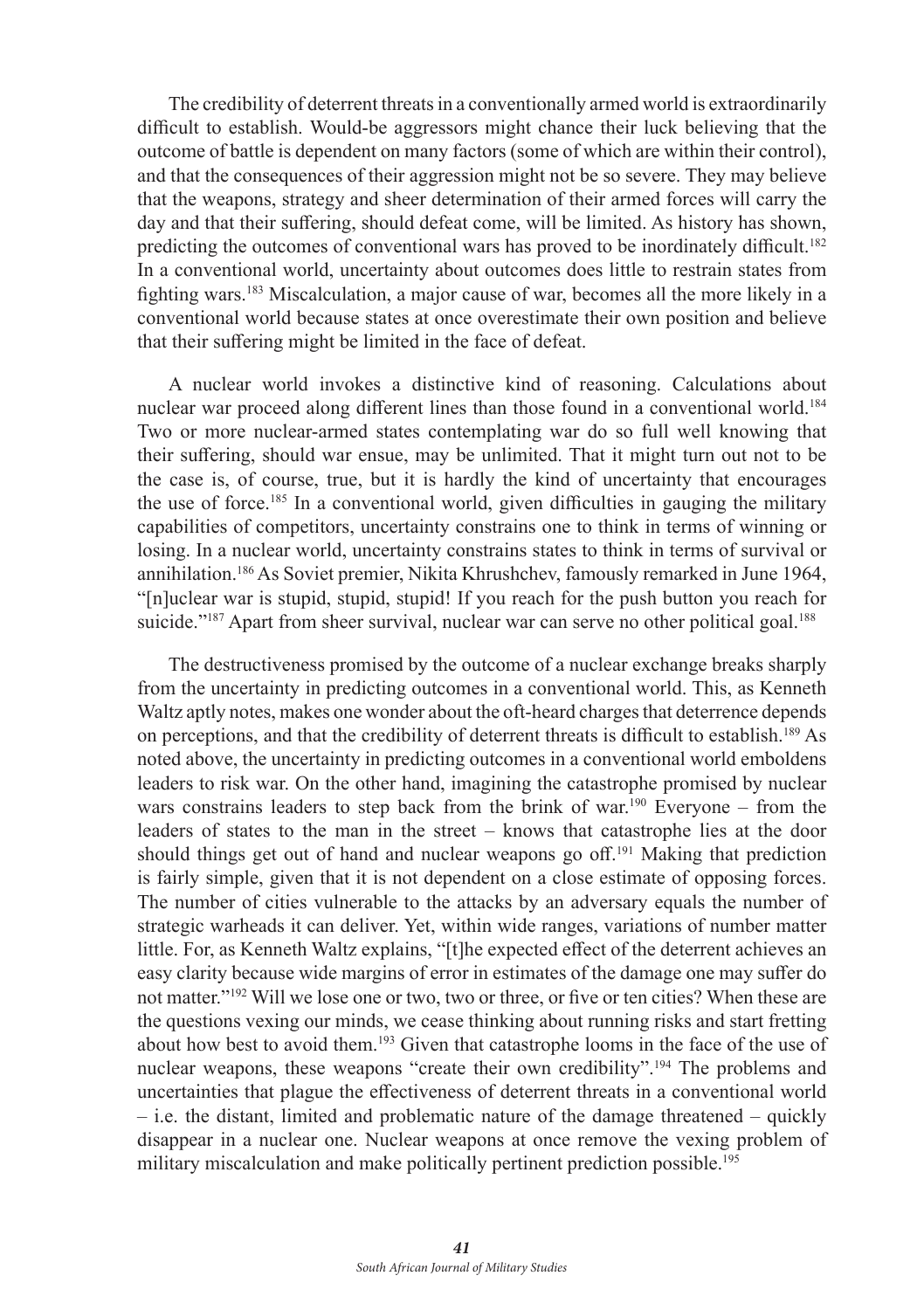The credibility of deterrent threats in a conventionally armed world is extraordinarily difficult to establish. Would-be aggressors might chance their luck believing that the outcome of battle is dependent on many factors (some of which are within their control), and that the consequences of their aggression might not be so severe. They may believe that the weapons, strategy and sheer determination of their armed forces will carry the day and that their suffering, should defeat come, will be limited. As history has shown, predicting the outcomes of conventional wars has proved to be inordinately difficult.[182] In a conventional world, uncertainty about outcomes does little to restrain states from fighting wars.[183] Miscalculation, a major cause of war, becomes all the more likely in a conventional world because states at once overestimate their own position and believe that their suffering might be limited in the face of defeat.

A nuclear world invokes a distinctive kind of reasoning. Calculations about nuclear war proceed along different lines than those found in a conventional world.[184] Two or more nuclear-armed states contemplating war do so full well knowing that their suffering, should war ensue, may be unlimited. That it might turn out not to be the case is, of course, true, but it is hardly the kind of uncertainty that encourages the use of force.[185] In a conventional world, given difficulties in gauging the military capabilities of competitors, uncertainty constrains one to think in terms of winning or losing. In a nuclear world, uncertainty constrains states to think in terms of survival or annihilation.[186] As Soviet premier, Nikita Khrushchev, famously remarked in June 1964, "[n]uclear war is stupid, stupid, stupid! If you reach for the push button you reach for suicide."[187] Apart from sheer survival, nuclear war can serve no other political goal.[188]

The destructiveness promised by the outcome of a nuclear exchange breaks sharply from the uncertainty in predicting outcomes in a conventional world. This, as Kenneth Waltz aptly notes, makes one wonder about the oft-heard charges that deterrence depends on perceptions, and that the credibility of deterrent threats is difficult to establish.[189] As noted above, the uncertainty in predicting outcomes in a conventional world emboldens leaders to risk war. On the other hand, imagining the catastrophe promised by nuclear wars constrains leaders to step back from the brink of war.[190] Everyone – from the leaders of states to the man in the street – knows that catastrophe lies at the door should things get out of hand and nuclear weapons go off.[191] Making that prediction is fairly simple, given that it is not dependent on a close estimate of opposing forces. The number of cities vulnerable to the attacks by an adversary equals the number of strategic warheads it can deliver. Yet, within wide ranges, variations of number matter little. For, as Kenneth Waltz explains, "[t]he expected effect of the deterrent achieves an easy clarity because wide margins of error in estimates of the damage one may suffer do not matter."[192] Will we lose one or two, two or three, or five or ten cities? When these are the questions vexing our minds, we cease thinking about running risks and start fretting about how best to avoid them.[193] Given that catastrophe looms in the face of the use of nuclear weapons, these weapons "create their own credibility".[194] The problems and uncertainties that plague the effectiveness of deterrent threats in a conventional world – i.e. the distant, limited and problematic nature of the damage threatened – quickly disappear in a nuclear one. Nuclear weapons at once remove the vexing problem of military miscalculation and make politically pertinent prediction possible.[195]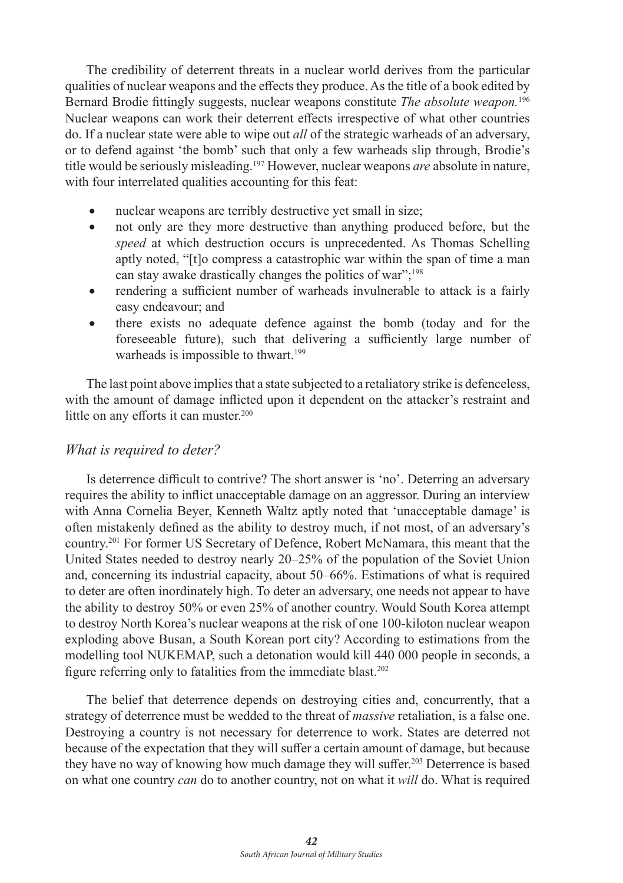The credibility of deterrent threats in a nuclear world derives from the particular qualities of nuclear weapons and the effects they produce. As the title of a book edited by Bernard Brodie fittingly suggests, nuclear weapons constitute *The absolute weapon.*[196] Nuclear weapons can work their deterrent effects irrespective of what other countries do. If a nuclear state were able to wipe out *all* of the strategic warheads of an adversary, or to defend against 'the bomb' such that only a few warheads slip through, Brodie's title would be seriously misleading.[197] However, nuclear weapons *are* absolute in nature, with four interrelated qualities accounting for this feat:

- nuclear weapons are terribly destructive yet small in size;
- not only are they more destructive than anything produced before, but the *speed* at which destruction occurs is unprecedented. As Thomas Schelling aptly noted, "[t]o compress a catastrophic war within the span of time a man can stay awake drastically changes the politics of war";[198]
- rendering a sufficient number of warheads invulnerable to attack is a fairly easy endeavour; and
- there exists no adequate defence against the bomb (today and for the foreseeable future), such that delivering a sufficiently large number of warheads is impossible to thwart.[199]

The last point above implies that a state subjected to a retaliatory strike is defenceless, with the amount of damage inflicted upon it dependent on the attacker's restraint and little on any efforts it can muster.[200]

### *What is required to deter?*

Is deterrence difficult to contrive? The short answer is 'no'. Deterring an adversary requires the ability to inflict unacceptable damage on an aggressor. During an interview with Anna Cornelia Beyer, Kenneth Waltz aptly noted that 'unacceptable damage' is often mistakenly defined as the ability to destroy much, if not most, of an adversary's country.[201] For former US Secretary of Defence, Robert McNamara, this meant that the United States needed to destroy nearly 20–25% of the population of the Soviet Union and, concerning its industrial capacity, about 50–66%. Estimations of what is required to deter are often inordinately high. To deter an adversary, one needs not appear to have the ability to destroy 50% or even 25% of another country. Would South Korea attempt to destroy North Korea's nuclear weapons at the risk of one 100-kiloton nuclear weapon exploding above Busan, a South Korean port city? According to estimations from the modelling tool NUKEMAP, such a detonation would kill 440 000 people in seconds, a figure referring only to fatalities from the immediate blast.[202]

The belief that deterrence depends on destroying cities and, concurrently, that a strategy of deterrence must be wedded to the threat of *massive* retaliation, is a false one. Destroying a country is not necessary for deterrence to work. States are deterred not because of the expectation that they will suffer a certain amount of damage, but because they have no way of knowing how much damage they will suffer.[203] Deterrence is based on what one country *can* do to another country, not on what it *will* do. What is required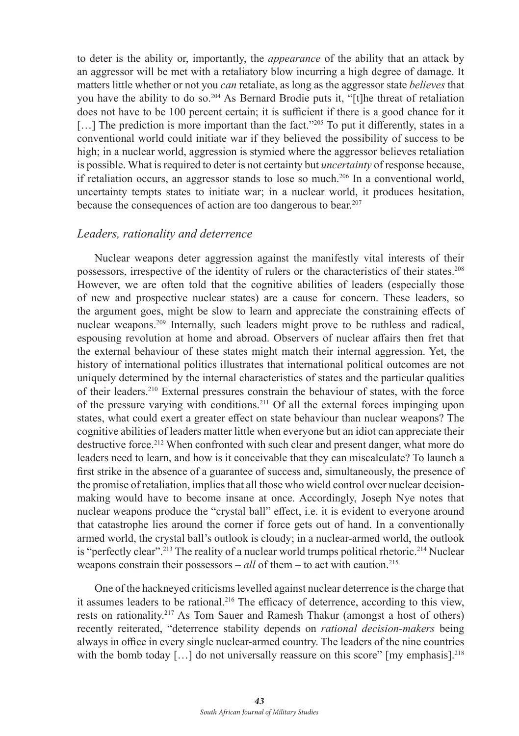to deter is the ability or, importantly, the *appearance* of the ability that an attack by an aggressor will be met with a retaliatory blow incurring a high degree of damage. It matters little whether or not you *can* retaliate, as long as the aggressor state *believes* that you have the ability to do so.[204] As Bernard Brodie puts it, "[t]he threat of retaliation does not have to be 100 percent certain; it is sufficient if there is a good chance for it […] The prediction is more important than the fact."[205] To put it differently, states in a conventional world could initiate war if they believed the possibility of success to be high; in a nuclear world, aggression is stymied where the aggressor believes retaliation is possible. What is required to deter is not certainty but *uncertainty* of response because, if retaliation occurs, an aggressor stands to lose so much.[206] In a conventional world, uncertainty tempts states to initiate war; in a nuclear world, it produces hesitation, because the consequences of action are too dangerous to bear.[207]

### *Leaders, rationality and deterrence*

Nuclear weapons deter aggression against the manifestly vital interests of their possessors, irrespective of the identity of rulers or the characteristics of their states.[208] However, we are often told that the cognitive abilities of leaders (especially those of new and prospective nuclear states) are a cause for concern. These leaders, so the argument goes, might be slow to learn and appreciate the constraining effects of nuclear weapons.[209] Internally, such leaders might prove to be ruthless and radical, espousing revolution at home and abroad. Observers of nuclear affairs then fret that the external behaviour of these states might match their internal aggression. Yet, the history of international politics illustrates that international political outcomes are not uniquely determined by the internal characteristics of states and the particular qualities of their leaders.[210] External pressures constrain the behaviour of states, with the force of the pressure varying with conditions.[211] Of all the external forces impinging upon states, what could exert a greater effect on state behaviour than nuclear weapons? The cognitive abilities of leaders matter little when everyone but an idiot can appreciate their destructive force.[212] When confronted with such clear and present danger, what more do leaders need to learn, and how is it conceivable that they can miscalculate? To launch a first strike in the absence of a guarantee of success and, simultaneously, the presence of the promise of retaliation, implies that all those who wield control over nuclear decision-making would have to become insane at once. Accordingly, Joseph Nye notes that nuclear weapons produce the "crystal ball" effect, i.e. it is evident to everyone around that catastrophe lies around the corner if force gets out of hand. In a conventionally armed world, the crystal ball's outlook is cloudy; in a nuclear-armed world, the outlook is "perfectly clear".[213] The reality of a nuclear world trumps political rhetoric.[214] Nuclear weapons constrain their possessors – *all* of them – to act with caution.[215]

One of the hackneyed criticisms levelled against nuclear deterrence is the charge that it assumes leaders to be rational.[216] The efficacy of deterrence, according to this view, rests on rationality.[217] As Tom Sauer and Ramesh Thakur (amongst a host of others) recently reiterated, "deterrence stability depends on *rational decision-makers* being always in office in every single nuclear-armed country. The leaders of the nine countries with the bomb today […] do not universally reassure on this score" [my emphasis].[218]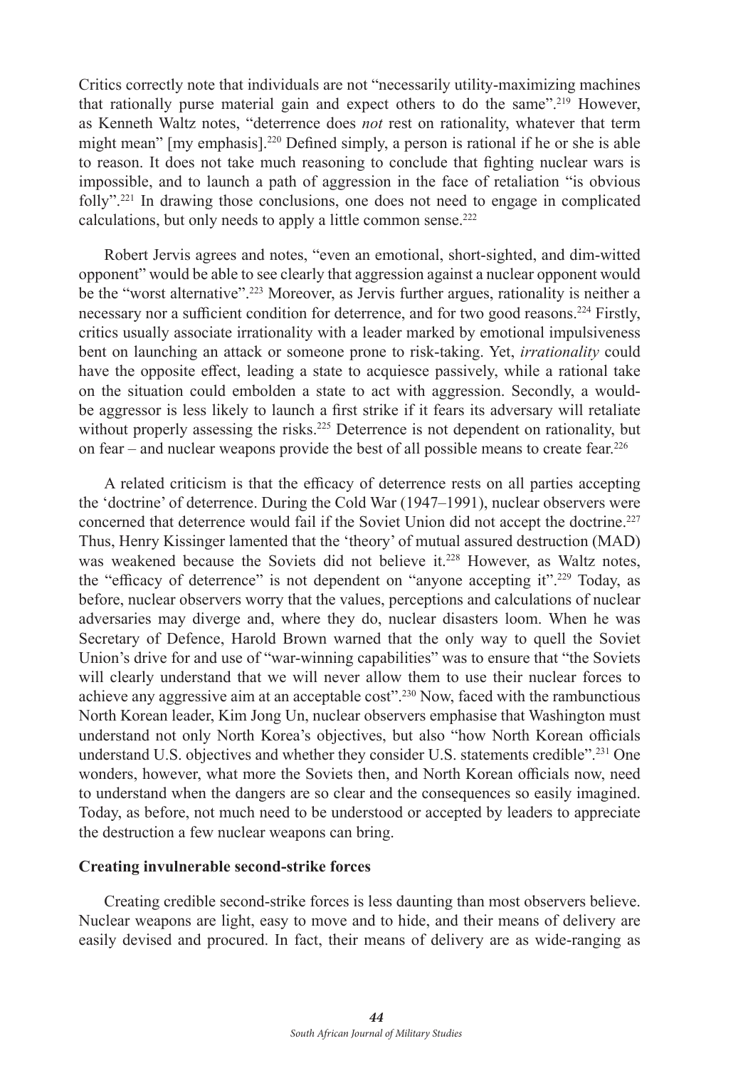Critics correctly note that individuals are not "necessarily utility-maximizing machines that rationally purse material gain and expect others to do the same".[219] However, as Kenneth Waltz notes, "deterrence does *not* rest on rationality, whatever that term might mean" [my emphasis].[220] Defined simply, a person is rational if he or she is able to reason. It does not take much reasoning to conclude that fighting nuclear wars is impossible, and to launch a path of aggression in the face of retaliation "is obvious folly".[221] In drawing those conclusions, one does not need to engage in complicated calculations, but only needs to apply a little common sense.[222]

Robert Jervis agrees and notes, "even an emotional, short-sighted, and dim-witted opponent" would be able to see clearly that aggression against a nuclear opponent would be the "worst alternative".[223] Moreover, as Jervis further argues, rationality is neither a necessary nor a sufficient condition for deterrence, and for two good reasons.[224] Firstly, critics usually associate irrationality with a leader marked by emotional impulsiveness bent on launching an attack or someone prone to risk-taking. Yet, *irrationality* could have the opposite effect, leading a state to acquiesce passively, while a rational take on the situation could embolden a state to act with aggression. Secondly, a would-be aggressor is less likely to launch a first strike if it fears its adversary will retaliate without properly assessing the risks.[225] Deterrence is not dependent on rationality, but on fear – and nuclear weapons provide the best of all possible means to create fear.[226]

A related criticism is that the efficacy of deterrence rests on all parties accepting the 'doctrine' of deterrence. During the Cold War (1947–1991), nuclear observers were concerned that deterrence would fail if the Soviet Union did not accept the doctrine.[227] Thus, Henry Kissinger lamented that the 'theory' of mutual assured destruction (MAD) was weakened because the Soviets did not believe it.[228] However, as Waltz notes, the "efficacy of deterrence" is not dependent on "anyone accepting it".[229] Today, as before, nuclear observers worry that the values, perceptions and calculations of nuclear adversaries may diverge and, where they do, nuclear disasters loom. When he was Secretary of Defence, Harold Brown warned that the only way to quell the Soviet Union's drive for and use of "war-winning capabilities" was to ensure that "the Soviets will clearly understand that we will never allow them to use their nuclear forces to achieve any aggressive aim at an acceptable cost".[230] Now, faced with the rambunctious North Korean leader, Kim Jong Un, nuclear observers emphasise that Washington must understand not only North Korea's objectives, but also "how North Korean officials understand U.S. objectives and whether they consider U.S. statements credible".[231] One wonders, however, what more the Soviets then, and North Korean officials now, need to understand when the dangers are so clear and the consequences so easily imagined. Today, as before, not much need to be understood or accepted by leaders to appreciate the destruction a few nuclear weapons can bring.

**Creating invulnerable second-strike forces**

Creating credible second-strike forces is less daunting than most observers believe. Nuclear weapons are light, easy to move and to hide, and their means of delivery are easily devised and procured. In fact, their means of delivery are as wide-ranging as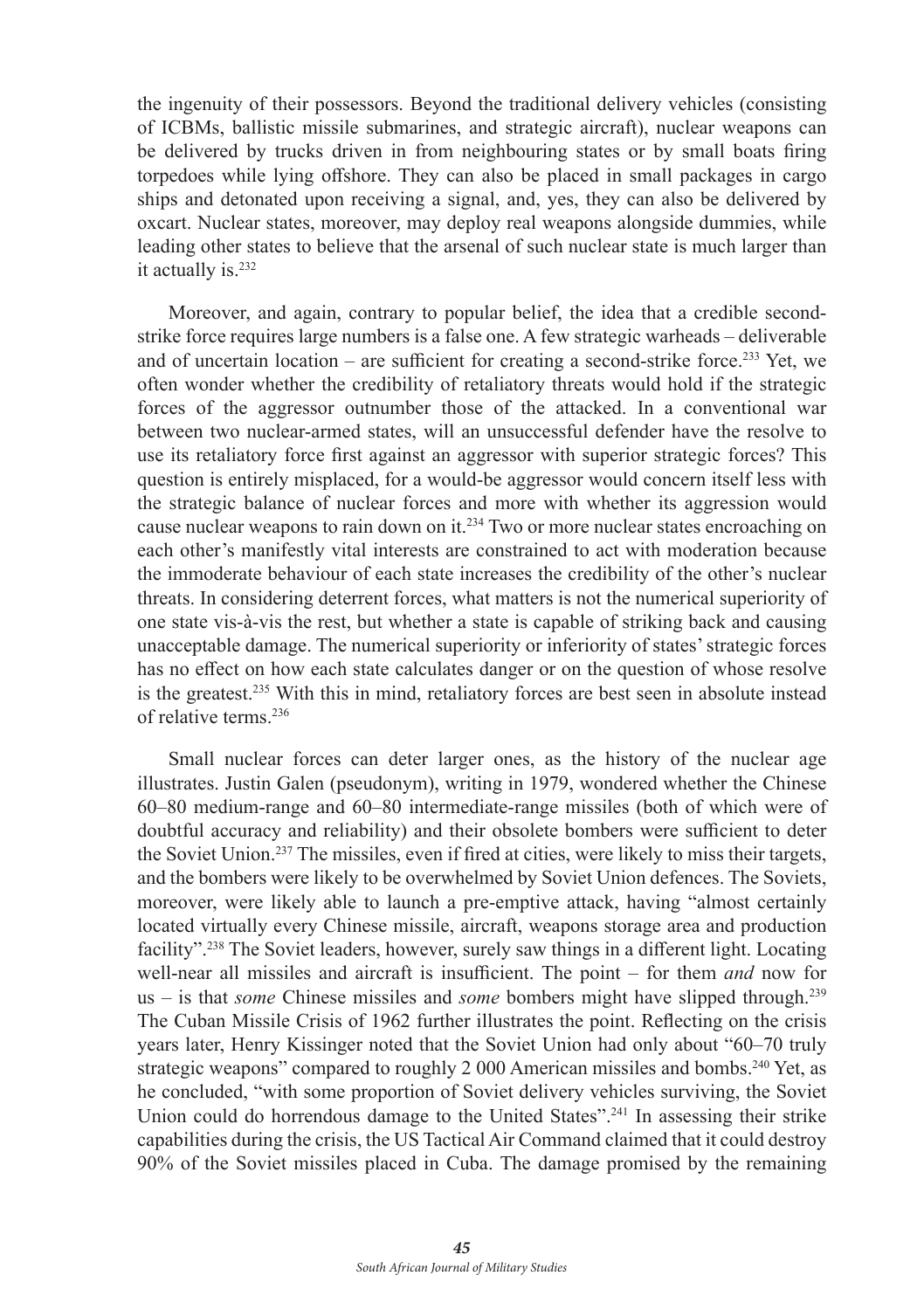the ingenuity of their possessors. Beyond the traditional delivery vehicles (consisting of ICBMs, ballistic missile submarines, and strategic aircraft), nuclear weapons can be delivered by trucks driven in from neighbouring states or by small boats firing torpedoes while lying offshore. They can also be placed in small packages in cargo ships and detonated upon receiving a signal, and, yes, they can also be delivered by oxcart. Nuclear states, moreover, may deploy real weapons alongside dummies, while leading other states to believe that the arsenal of such nuclear state is much larger than it actually is.[232]

Moreover, and again, contrary to popular belief, the idea that a credible second-strike force requires large numbers is a false one. A few strategic warheads – deliverable and of uncertain location – are sufficient for creating a second-strike force.[233] Yet, we often wonder whether the credibility of retaliatory threats would hold if the strategic forces of the aggressor outnumber those of the attacked. In a conventional war between two nuclear-armed states, will an unsuccessful defender have the resolve to use its retaliatory force first against an aggressor with superior strategic forces? This question is entirely misplaced, for a would-be aggressor would concern itself less with the strategic balance of nuclear forces and more with whether its aggression would cause nuclear weapons to rain down on it.[234] Two or more nuclear states encroaching on each other's manifestly vital interests are constrained to act with moderation because the immoderate behaviour of each state increases the credibility of the other's nuclear threats. In considering deterrent forces, what matters is not the numerical superiority of one state vis-à-vis the rest, but whether a state is capable of striking back and causing unacceptable damage. The numerical superiority or inferiority of states' strategic forces has no effect on how each state calculates danger or on the question of whose resolve is the greatest.[235] With this in mind, retaliatory forces are best seen in absolute instead of relative terms.[236]

Small nuclear forces can deter larger ones, as the history of the nuclear age illustrates. Justin Galen (pseudonym), writing in 1979, wondered whether the Chinese 60–80 medium-range and 60–80 intermediate-range missiles (both of which were of doubtful accuracy and reliability) and their obsolete bombers were sufficient to deter the Soviet Union.[237] The missiles, even if fired at cities, were likely to miss their targets, and the bombers were likely to be overwhelmed by Soviet Union defences. The Soviets, moreover, were likely able to launch a pre-emptive attack, having "almost certainly located virtually every Chinese missile, aircraft, weapons storage area and production facility".[238] The Soviet leaders, however, surely saw things in a different light. Locating well-near all missiles and aircraft is insufficient. The point – for them *and* now for us – is that *some* Chinese missiles and *some* bombers might have slipped through.[239] The Cuban Missile Crisis of 1962 further illustrates the point. Reflecting on the crisis years later, Henry Kissinger noted that the Soviet Union had only about "60–70 truly strategic weapons" compared to roughly 2 000 American missiles and bombs.[240] Yet, as he concluded, "with some proportion of Soviet delivery vehicles surviving, the Soviet Union could do horrendous damage to the United States".[241] In assessing their strike capabilities during the crisis, the US Tactical Air Command claimed that it could destroy 90% of the Soviet missiles placed in Cuba. The damage promised by the remaining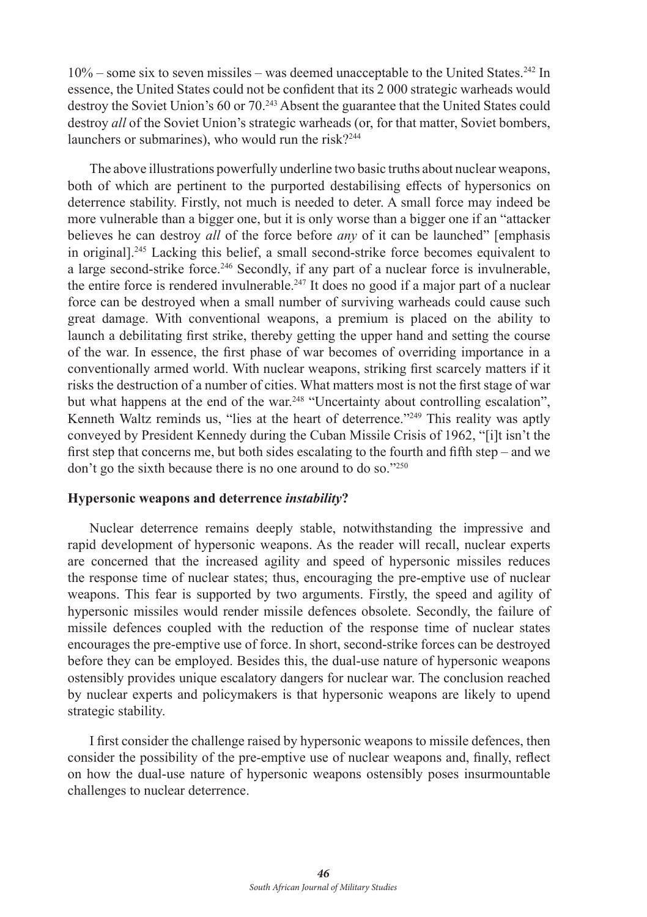10% – some six to seven missiles – was deemed unacceptable to the United States.[242] In essence, the United States could not be confident that its 2 000 strategic warheads would destroy the Soviet Union's 60 or 70.[243] Absent the guarantee that the United States could destroy *all* of the Soviet Union's strategic warheads (or, for that matter, Soviet bombers, launchers or submarines), who would run the risk?[244]

The above illustrations powerfully underline two basic truths about nuclear weapons, both of which are pertinent to the purported destabilising effects of hypersonics on deterrence stability. Firstly, not much is needed to deter. A small force may indeed be more vulnerable than a bigger one, but it is only worse than a bigger one if an "attacker believes he can destroy *all* of the force before *any* of it can be launched" [emphasis in original].[245] Lacking this belief, a small second-strike force becomes equivalent to a large second-strike force.[246] Secondly, if any part of a nuclear force is invulnerable, the entire force is rendered invulnerable.[247] It does no good if a major part of a nuclear force can be destroyed when a small number of surviving warheads could cause such great damage. With conventional weapons, a premium is placed on the ability to launch a debilitating first strike, thereby getting the upper hand and setting the course of the war. In essence, the first phase of war becomes of overriding importance in a conventionally armed world. With nuclear weapons, striking first scarcely matters if it risks the destruction of a number of cities. What matters most is not the first stage of war but what happens at the end of the war.[248] "Uncertainty about controlling escalation", Kenneth Waltz reminds us, "lies at the heart of deterrence."[249] This reality was aptly conveyed by President Kennedy during the Cuban Missile Crisis of 1962, "[i]t isn't the first step that concerns me, but both sides escalating to the fourth and fifth step – and we don't go the sixth because there is no one around to do so."[250]

### Hypersonic weapons and deterrence *instability*?

Nuclear deterrence remains deeply stable, notwithstanding the impressive and rapid development of hypersonic weapons. As the reader will recall, nuclear experts are concerned that the increased agility and speed of hypersonic missiles reduces the response time of nuclear states; thus, encouraging the pre-emptive use of nuclear weapons. This fear is supported by two arguments. Firstly, the speed and agility of hypersonic missiles would render missile defences obsolete. Secondly, the failure of missile defences coupled with the reduction of the response time of nuclear states encourages the pre-emptive use of force. In short, second-strike forces can be destroyed before they can be employed. Besides this, the dual-use nature of hypersonic weapons ostensibly provides unique escalatory dangers for nuclear war. The conclusion reached by nuclear experts and policymakers is that hypersonic weapons are likely to upend strategic stability.

I first consider the challenge raised by hypersonic weapons to missile defences, then consider the possibility of the pre-emptive use of nuclear weapons and, finally, reflect on how the dual-use nature of hypersonic weapons ostensibly poses insurmountable challenges to nuclear deterrence.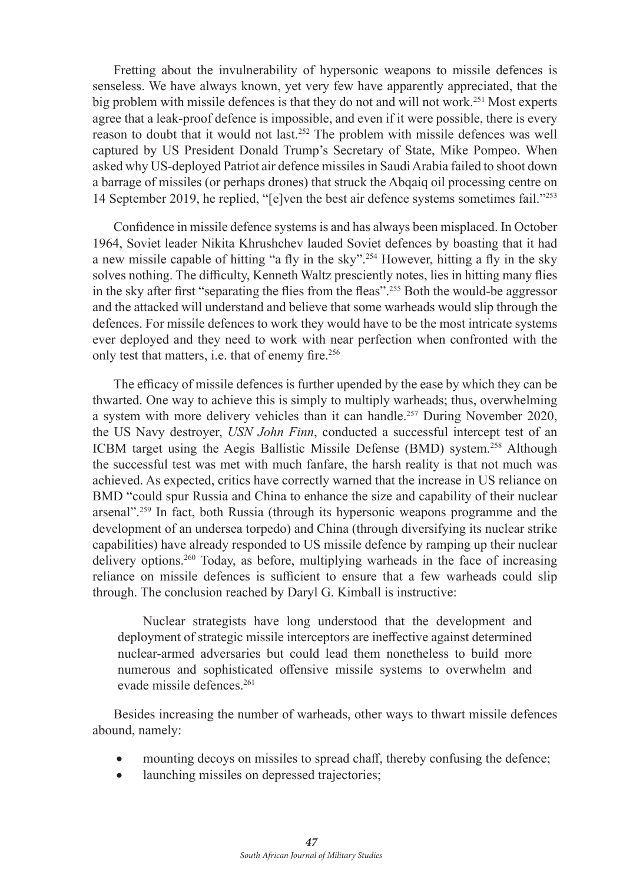Fretting about the invulnerability of hypersonic weapons to missile defences is senseless. We have always known, yet very few have apparently appreciated, that the big problem with missile defences is that they do not and will not work.[251] Most experts agree that a leak-proof defence is impossible, and even if it were possible, there is every reason to doubt that it would not last.[252] The problem with missile defences was well captured by US President Donald Trump's Secretary of State, Mike Pompeo. When asked why US-deployed Patriot air defence missiles in Saudi Arabia failed to shoot down a barrage of missiles (or perhaps drones) that struck the Abqaiq oil processing centre on 14 September 2019, he replied, "[e]ven the best air defence systems sometimes fail."[253]

Confidence in missile defence systems is and has always been misplaced. In October 1964, Soviet leader Nikita Khrushchev lauded Soviet defences by boasting that it had a new missile capable of hitting "a fly in the sky".[254] However, hitting a fly in the sky solves nothing. The difficulty, Kenneth Waltz presciently notes, lies in hitting many flies in the sky after first "separating the flies from the fleas".[255] Both the would-be aggressor and the attacked will understand and believe that some warheads would slip through the defences. For missile defences to work they would have to be the most intricate systems ever deployed and they need to work with near perfection when confronted with the only test that matters, i.e. that of enemy fire.[256]

The efficacy of missile defences is further upended by the ease by which they can be thwarted. One way to achieve this is simply to multiply warheads; thus, overwhelming a system with more delivery vehicles than it can handle.[257] During November 2020, the US Navy destroyer, *USN John Finn*, conducted a successful intercept test of an ICBM target using the Aegis Ballistic Missile Defense (BMD) system.[258] Although the successful test was met with much fanfare, the harsh reality is that not much was achieved. As expected, critics have correctly warned that the increase in US reliance on BMD "could spur Russia and China to enhance the size and capability of their nuclear arsenal".[259] In fact, both Russia (through its hypersonic weapons programme and the development of an undersea torpedo) and China (through diversifying its nuclear strike capabilities) have already responded to US missile defence by ramping up their nuclear delivery options.[260] Today, as before, multiplying warheads in the face of increasing reliance on missile defences is sufficient to ensure that a few warheads could slip through. The conclusion reached by Daryl G. Kimball is instructive:

> Nuclear strategists have long understood that the development and deployment of strategic missile interceptors are ineffective against determined nuclear-armed adversaries but could lead them nonetheless to build more numerous and sophisticated offensive missile systems to overwhelm and evade missile defences.[261]

Besides increasing the number of warheads, other ways to thwart missile defences abound, namely:

- mounting decoys on missiles to spread chaff, thereby confusing the defence;
- launching missiles on depressed trajectories;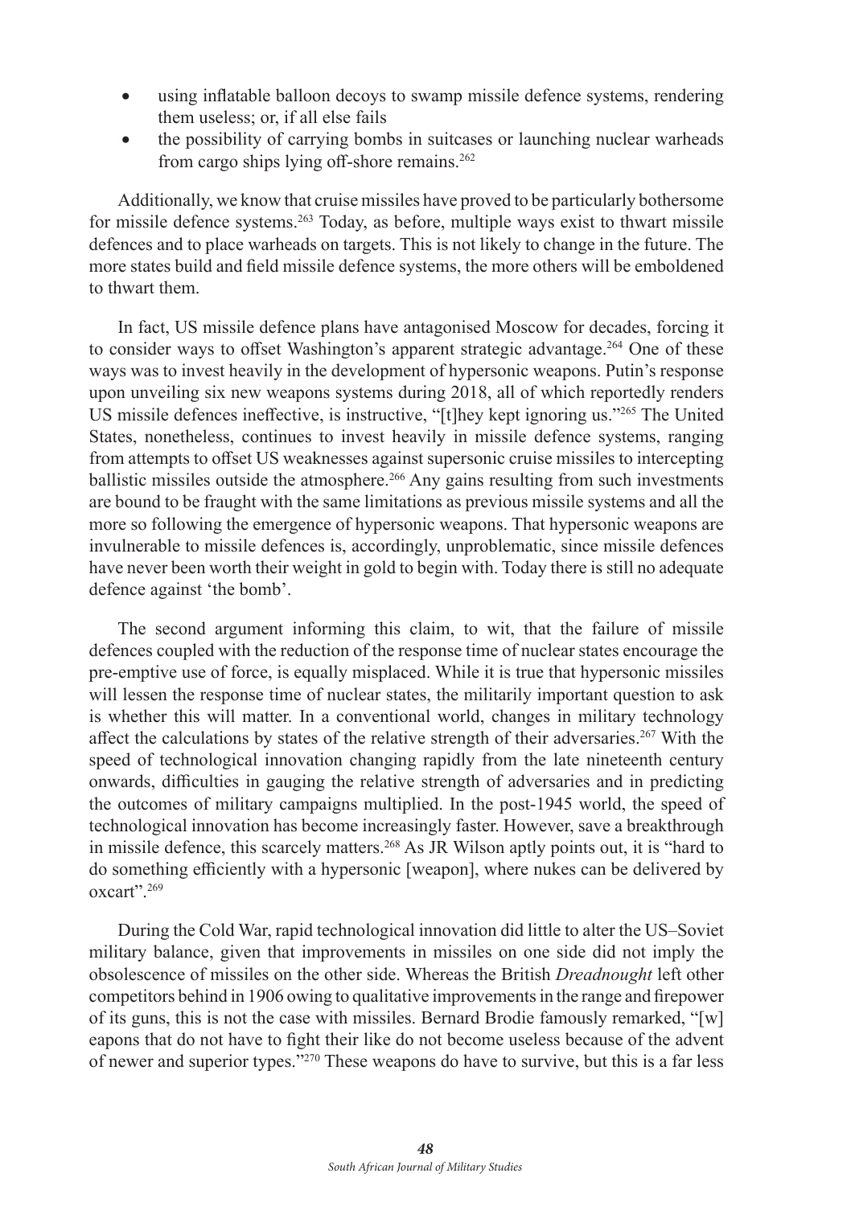- using inflatable balloon decoys to swamp missile defence systems, rendering them useless; or, if all else fails
- the possibility of carrying bombs in suitcases or launching nuclear warheads from cargo ships lying off-shore remains.[262]

Additionally, we know that cruise missiles have proved to be particularly bothersome for missile defence systems.[263] Today, as before, multiple ways exist to thwart missile defences and to place warheads on targets. This is not likely to change in the future. The more states build and field missile defence systems, the more others will be emboldened to thwart them.

In fact, US missile defence plans have antagonised Moscow for decades, forcing it to consider ways to offset Washington's apparent strategic advantage.[264] One of these ways was to invest heavily in the development of hypersonic weapons. Putin's response upon unveiling six new weapons systems during 2018, all of which reportedly renders US missile defences ineffective, is instructive, "[t]hey kept ignoring us."[265] The United States, nonetheless, continues to invest heavily in missile defence systems, ranging from attempts to offset US weaknesses against supersonic cruise missiles to intercepting ballistic missiles outside the atmosphere.[266] Any gains resulting from such investments are bound to be fraught with the same limitations as previous missile systems and all the more so following the emergence of hypersonic weapons. That hypersonic weapons are invulnerable to missile defences is, accordingly, unproblematic, since missile defences have never been worth their weight in gold to begin with. Today there is still no adequate defence against 'the bomb'.

The second argument informing this claim, to wit, that the failure of missile defences coupled with the reduction of the response time of nuclear states encourage the pre-emptive use of force, is equally misplaced. While it is true that hypersonic missiles will lessen the response time of nuclear states, the militarily important question to ask is whether this will matter. In a conventional world, changes in military technology affect the calculations by states of the relative strength of their adversaries.[267] With the speed of technological innovation changing rapidly from the late nineteenth century onwards, difficulties in gauging the relative strength of adversaries and in predicting the outcomes of military campaigns multiplied. In the post-1945 world, the speed of technological innovation has become increasingly faster. However, save a breakthrough in missile defence, this scarcely matters.[268] As JR Wilson aptly points out, it is "hard to do something efficiently with a hypersonic [weapon], where nukes can be delivered by oxcart".[269]

During the Cold War, rapid technological innovation did little to alter the US–Soviet military balance, given that improvements in missiles on one side did not imply the obsolescence of missiles on the other side. Whereas the British *Dreadnought* left other competitors behind in 1906 owing to qualitative improvements in the range and firepower of its guns, this is not the case with missiles. Bernard Brodie famously remarked, "[w]eapons that do not have to fight their like do not become useless because of the advent of newer and superior types."[270] These weapons do have to survive, but this is a far less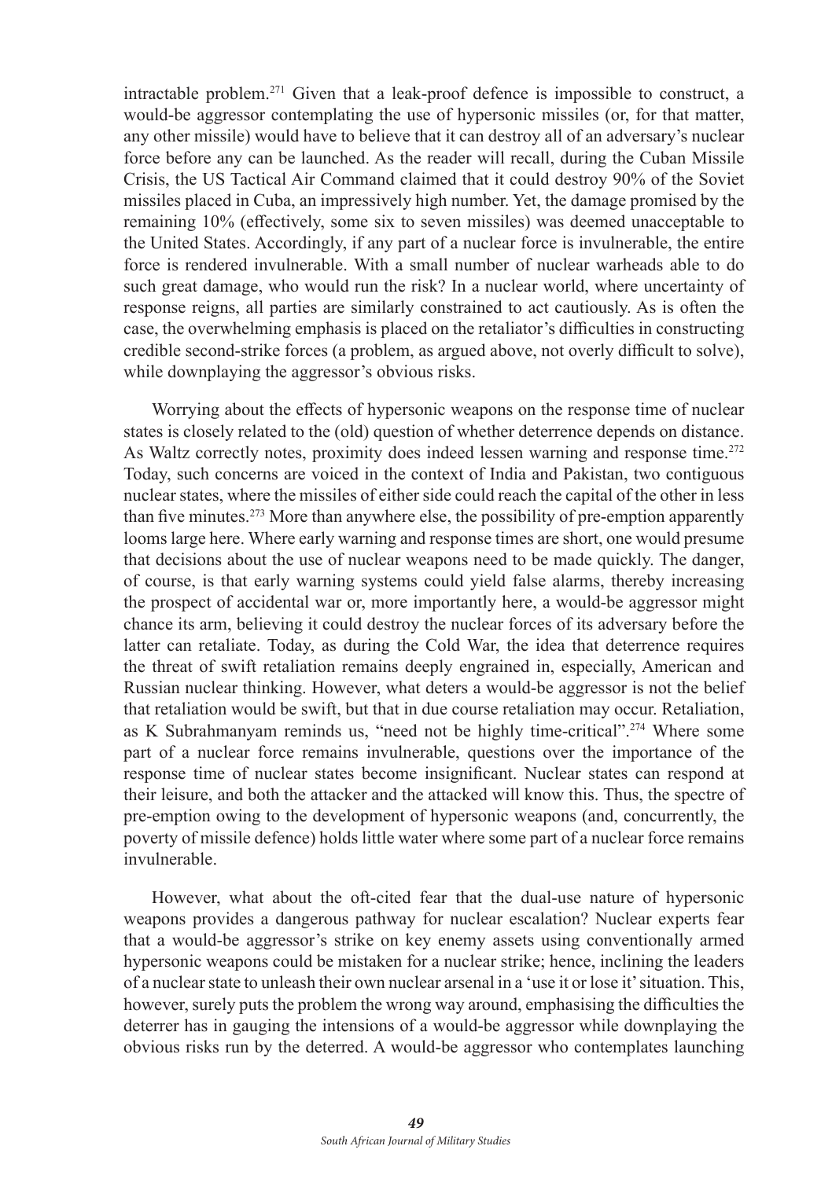intractable problem.[271] Given that a leak-proof defence is impossible to construct, a would-be aggressor contemplating the use of hypersonic missiles (or, for that matter, any other missile) would have to believe that it can destroy all of an adversary's nuclear force before any can be launched. As the reader will recall, during the Cuban Missile Crisis, the US Tactical Air Command claimed that it could destroy 90% of the Soviet missiles placed in Cuba, an impressively high number. Yet, the damage promised by the remaining 10% (effectively, some six to seven missiles) was deemed unacceptable to the United States. Accordingly, if any part of a nuclear force is invulnerable, the entire force is rendered invulnerable. With a small number of nuclear warheads able to do such great damage, who would run the risk? In a nuclear world, where uncertainty of response reigns, all parties are similarly constrained to act cautiously. As is often the case, the overwhelming emphasis is placed on the retaliator's difficulties in constructing credible second-strike forces (a problem, as argued above, not overly difficult to solve), while downplaying the aggressor's obvious risks.

Worrying about the effects of hypersonic weapons on the response time of nuclear states is closely related to the (old) question of whether deterrence depends on distance. As Waltz correctly notes, proximity does indeed lessen warning and response time.[272] Today, such concerns are voiced in the context of India and Pakistan, two contiguous nuclear states, where the missiles of either side could reach the capital of the other in less than five minutes.[273] More than anywhere else, the possibility of pre-emption apparently looms large here. Where early warning and response times are short, one would presume that decisions about the use of nuclear weapons need to be made quickly. The danger, of course, is that early warning systems could yield false alarms, thereby increasing the prospect of accidental war or, more importantly here, a would-be aggressor might chance its arm, believing it could destroy the nuclear forces of its adversary before the latter can retaliate. Today, as during the Cold War, the idea that deterrence requires the threat of swift retaliation remains deeply engrained in, especially, American and Russian nuclear thinking. However, what deters a would-be aggressor is not the belief that retaliation would be swift, but that in due course retaliation may occur. Retaliation, as K Subrahmanyam reminds us, "need not be highly time-critical".[274] Where some part of a nuclear force remains invulnerable, questions over the importance of the response time of nuclear states become insignificant. Nuclear states can respond at their leisure, and both the attacker and the attacked will know this. Thus, the spectre of pre-emption owing to the development of hypersonic weapons (and, concurrently, the poverty of missile defence) holds little water where some part of a nuclear force remains invulnerable.

However, what about the oft-cited fear that the dual-use nature of hypersonic weapons provides a dangerous pathway for nuclear escalation? Nuclear experts fear that a would-be aggressor's strike on key enemy assets using conventionally armed hypersonic weapons could be mistaken for a nuclear strike; hence, inclining the leaders of a nuclear state to unleash their own nuclear arsenal in a 'use it or lose it' situation. This, however, surely puts the problem the wrong way around, emphasising the difficulties the deterrer has in gauging the intensions of a would-be aggressor while downplaying the obvious risks run by the deterred. A would-be aggressor who contemplates launching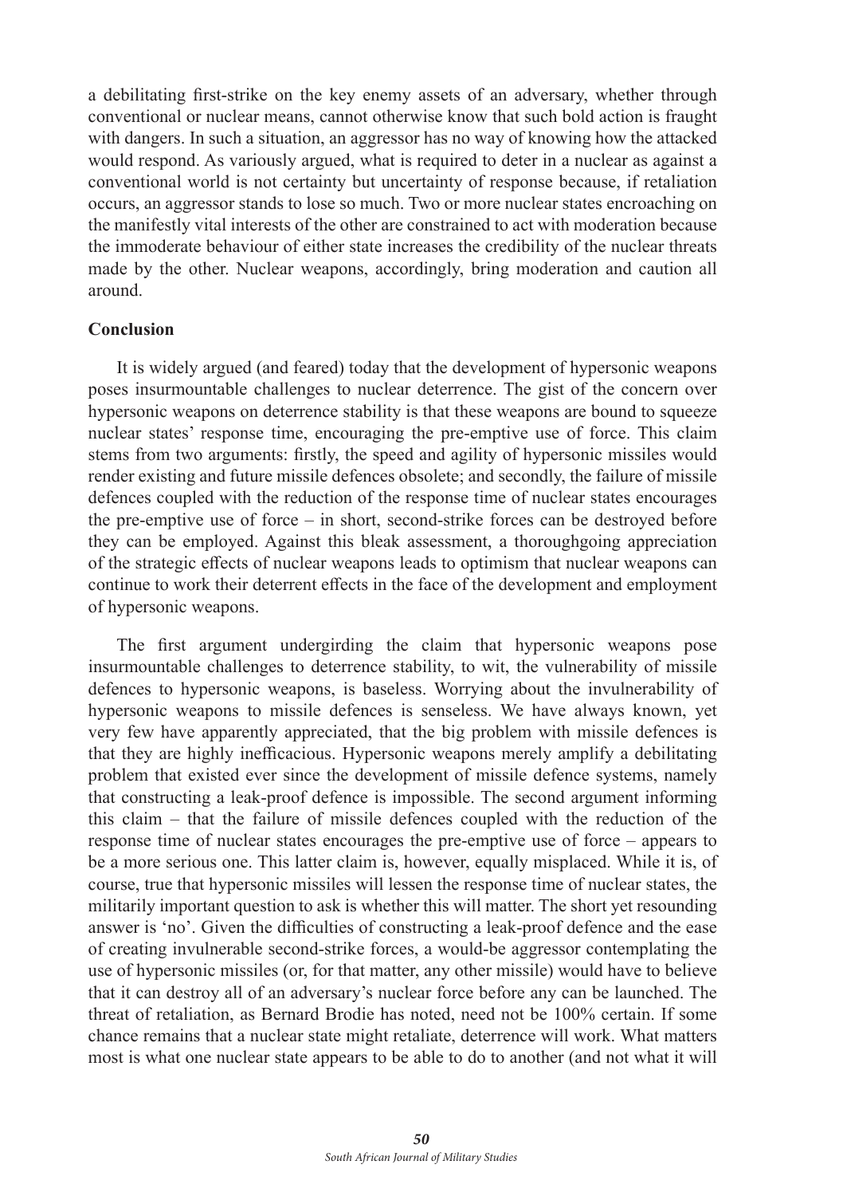a debilitating first-strike on the key enemy assets of an adversary, whether through conventional or nuclear means, cannot otherwise know that such bold action is fraught with dangers. In such a situation, an aggressor has no way of knowing how the attacked would respond. As variously argued, what is required to deter in a nuclear as against a conventional world is not certainty but uncertainty of response because, if retaliation occurs, an aggressor stands to lose so much. Two or more nuclear states encroaching on the manifestly vital interests of the other are constrained to act with moderation because the immoderate behaviour of either state increases the credibility of the nuclear threats made by the other. Nuclear weapons, accordingly, bring moderation and caution all around.

## Conclusion

It is widely argued (and feared) today that the development of hypersonic weapons poses insurmountable challenges to nuclear deterrence. The gist of the concern over hypersonic weapons on deterrence stability is that these weapons are bound to squeeze nuclear states' response time, encouraging the pre-emptive use of force. This claim stems from two arguments: firstly, the speed and agility of hypersonic missiles would render existing and future missile defences obsolete; and secondly, the failure of missile defences coupled with the reduction of the response time of nuclear states encourages the pre-emptive use of force – in short, second-strike forces can be destroyed before they can be employed. Against this bleak assessment, a thoroughgoing appreciation of the strategic effects of nuclear weapons leads to optimism that nuclear weapons can continue to work their deterrent effects in the face of the development and employment of hypersonic weapons.

The first argument undergirding the claim that hypersonic weapons pose insurmountable challenges to deterrence stability, to wit, the vulnerability of missile defences to hypersonic weapons, is baseless. Worrying about the invulnerability of hypersonic weapons to missile defences is senseless. We have always known, yet very few have apparently appreciated, that the big problem with missile defences is that they are highly inefficacious. Hypersonic weapons merely amplify a debilitating problem that existed ever since the development of missile defence systems, namely that constructing a leak-proof defence is impossible. The second argument informing this claim – that the failure of missile defences coupled with the reduction of the response time of nuclear states encourages the pre-emptive use of force – appears to be a more serious one. This latter claim is, however, equally misplaced. While it is, of course, true that hypersonic missiles will lessen the response time of nuclear states, the militarily important question to ask is whether this will matter. The short yet resounding answer is 'no'. Given the difficulties of constructing a leak-proof defence and the ease of creating invulnerable second-strike forces, a would-be aggressor contemplating the use of hypersonic missiles (or, for that matter, any other missile) would have to believe that it can destroy all of an adversary's nuclear force before any can be launched. The threat of retaliation, as Bernard Brodie has noted, need not be 100% certain. If some chance remains that a nuclear state might retaliate, deterrence will work. What matters most is what one nuclear state appears to be able to do to another (and not what it will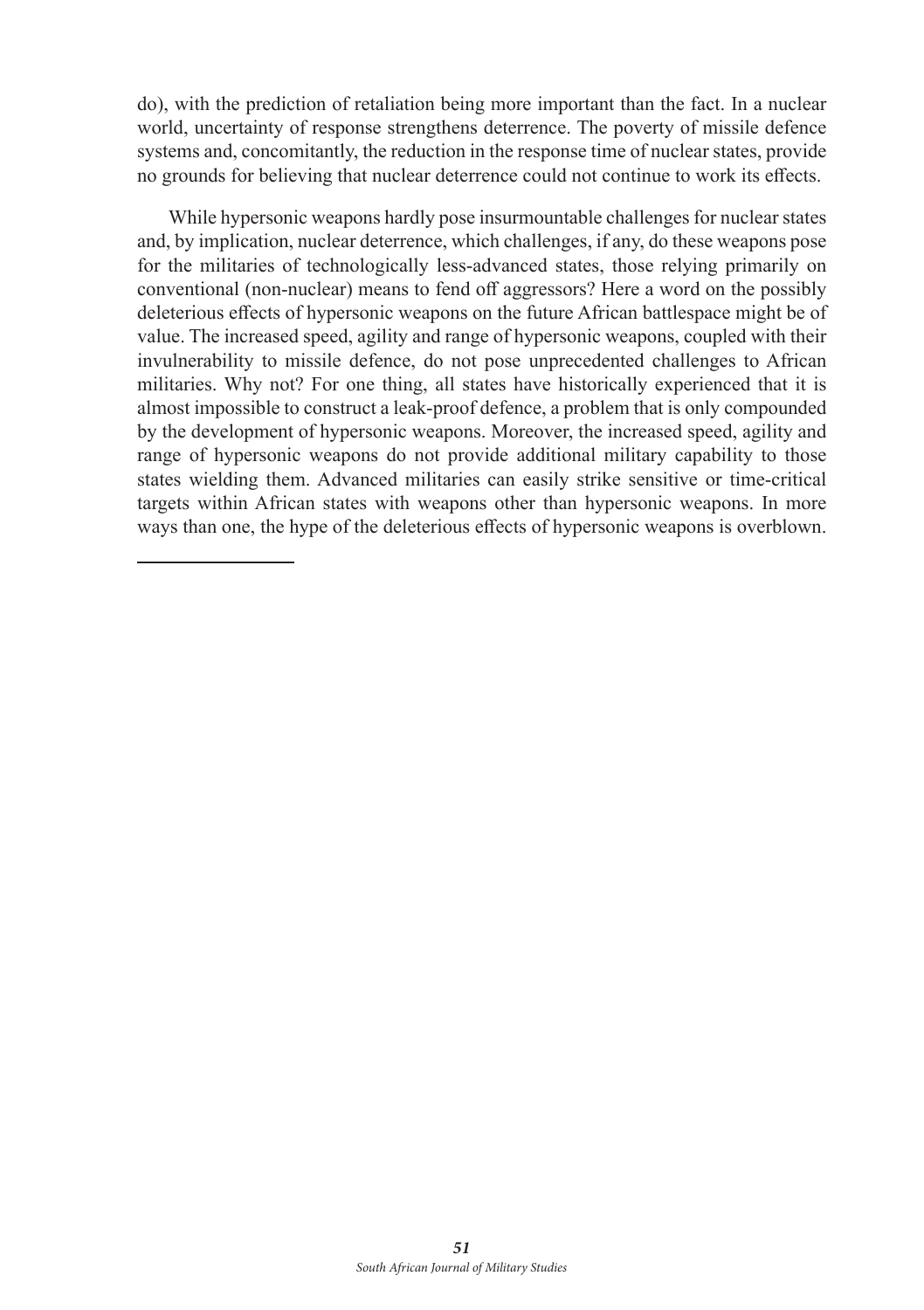do), with the prediction of retaliation being more important than the fact. In a nuclear world, uncertainty of response strengthens deterrence. The poverty of missile defence systems and, concomitantly, the reduction in the response time of nuclear states, provide no grounds for believing that nuclear deterrence could not continue to work its effects.

While hypersonic weapons hardly pose insurmountable challenges for nuclear states and, by implication, nuclear deterrence, which challenges, if any, do these weapons pose for the militaries of technologically less-advanced states, those relying primarily on conventional (non-nuclear) means to fend off aggressors? Here a word on the possibly deleterious effects of hypersonic weapons on the future African battlespace might be of value. The increased speed, agility and range of hypersonic weapons, coupled with their invulnerability to missile defence, do not pose unprecedented challenges to African militaries. Why not? For one thing, all states have historically experienced that it is almost impossible to construct a leak-proof defence, a problem that is only compounded by the development of hypersonic weapons. Moreover, the increased speed, agility and range of hypersonic weapons do not provide additional military capability to those states wielding them. Advanced militaries can easily strike sensitive or time-critical targets within African states with weapons other than hypersonic weapons. In more ways than one, the hype of the deleterious effects of hypersonic weapons is overblown.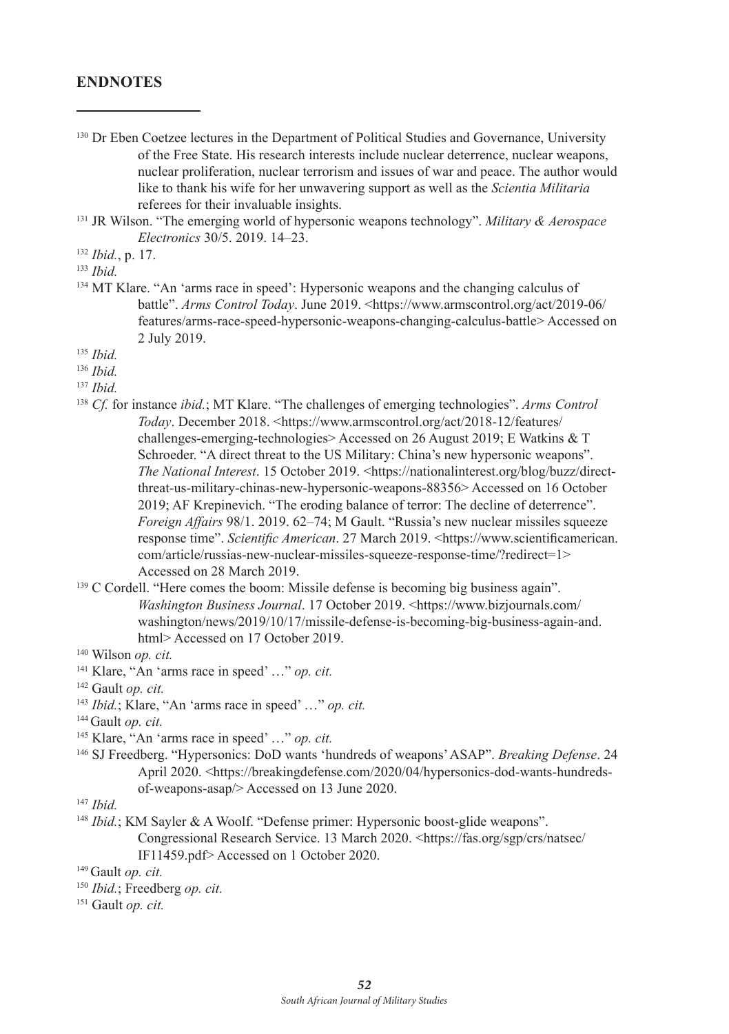## ENDNOTES

[130] Dr Eben Coetzee lectures in the Department of Political Studies and Governance, University of the Free State. His research interests include nuclear deterrence, nuclear weapons, nuclear proliferation, nuclear terrorism and issues of war and peace. The author would like to thank his wife for her unwavering support as well as the *Scientia Militaria* referees for their invaluable insights.

[131] JR Wilson. "The emerging world of hypersonic weapons technology". *Military & Aerospace Electronics* 30/5. 2019. 14–23.

[132] *Ibid.*, p. 17.

[133] *Ibid.*

[134] MT Klare. "An 'arms race in speed': Hypersonic weapons and the changing calculus of battle". *Arms Control Today*. June 2019. <https://www.armscontrol.org/act/2019-06/features/arms-race-speed-hypersonic-weapons-changing-calculus-battle> Accessed on 2 July 2019.

[135] *Ibid.*

[136] *Ibid.*

[137] *Ibid.*

[138] *Cf.* for instance *ibid.*; MT Klare. "The challenges of emerging technologies". *Arms Control Today*. December 2018. <https://www.armscontrol.org/act/2018-12/features/challenges-emerging-technologies> Accessed on 26 August 2019; E Watkins & T Schroeder. "A direct threat to the US Military: China's new hypersonic weapons". *The National Interest*. 15 October 2019. <https://nationalinterest.org/blog/buzz/direct-threat-us-military-chinas-new-hypersonic-weapons-88356> Accessed on 16 October 2019; AF Krepinevich. "The eroding balance of terror: The decline of deterrence". *Foreign Affairs* 98/1. 2019. 62–74; M Gault. "Russia's new nuclear missiles squeeze response time". *Scientific American*. 27 March 2019. <https://www.scientificamerican.com/article/russias-new-nuclear-missiles-squeeze-response-time/?redirect=1> Accessed on 28 March 2019.

[139] C Cordell. "Here comes the boom: Missile defense is becoming big business again". *Washington Business Journal*. 17 October 2019. <https://www.bizjournals.com/washington/news/2019/10/17/missile-defense-is-becoming-big-business-again-and.html> Accessed on 17 October 2019.

[140] Wilson *op. cit.*

[141] Klare, "An 'arms race in speed' …" *op. cit.*

[142] Gault *op. cit.*

[143] *Ibid.*; Klare, "An 'arms race in speed' …" *op. cit.*

[144] Gault *op. cit.*

[145] Klare, "An 'arms race in speed' …" *op. cit.*

[146] SJ Freedberg. "Hypersonics: DoD wants 'hundreds of weapons' ASAP". *Breaking Defense*. 24 April 2020. <https://breakingdefense.com/2020/04/hypersonics-dod-wants-hundreds-of-weapons-asap/> Accessed on 13 June 2020.

[147] *Ibid.*

[148] *Ibid.*; KM Sayler & A Woolf. "Defense primer: Hypersonic boost-glide weapons". Congressional Research Service. 13 March 2020. <https://fas.org/sgp/crs/natsec/IF11459.pdf> Accessed on 1 October 2020.

[149] Gault *op. cit.*

[150] *Ibid.*; Freedberg *op. cit.*

[151] Gault *op. cit.*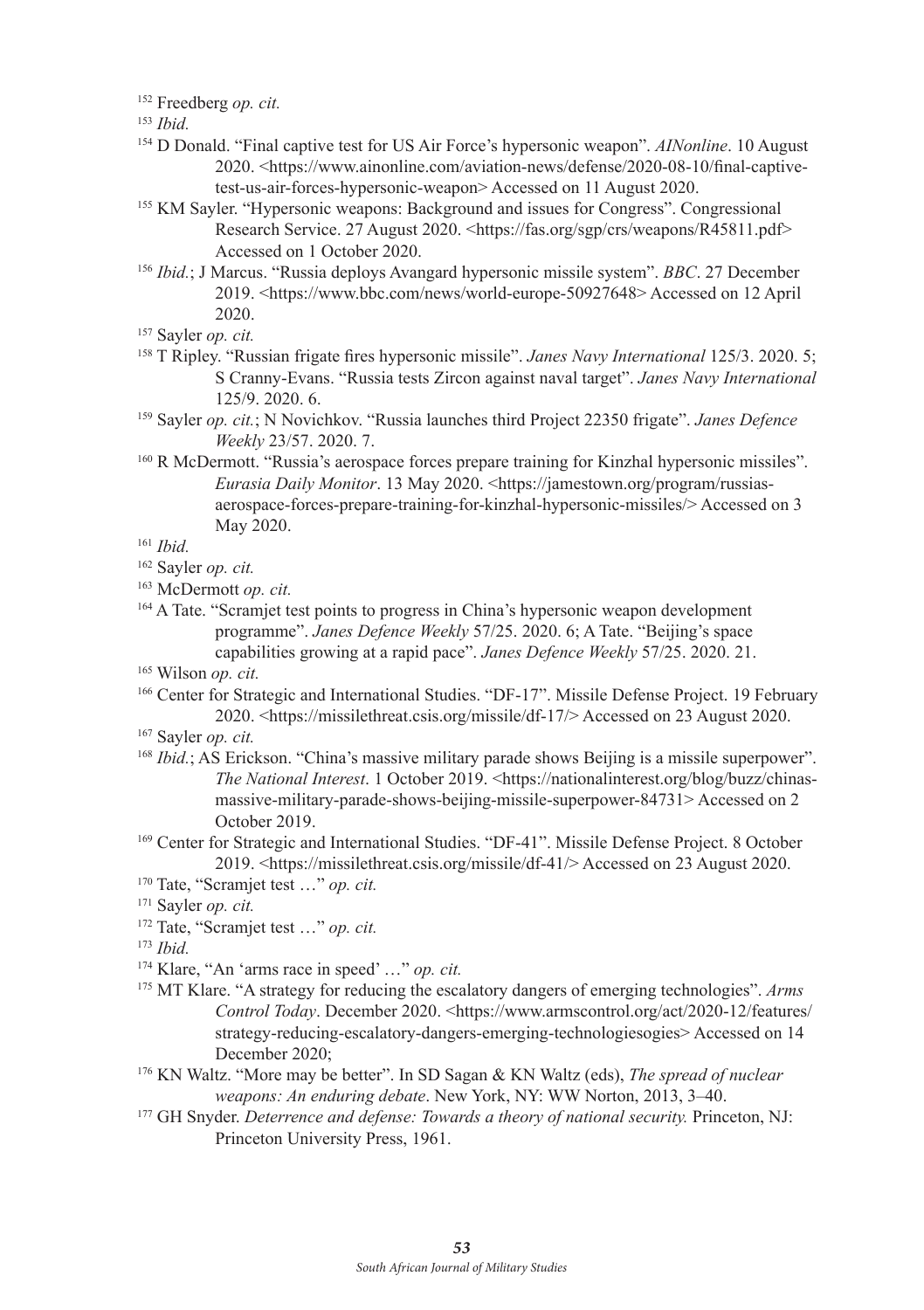[152] Freedberg *op. cit.*

[153] *Ibid.*

[154] D Donald. "Final captive test for US Air Force's hypersonic weapon". *AINonline*. 10 August 2020. <https://www.ainonline.com/aviation-news/defense/2020-08-10/final-captive-test-us-air-forces-hypersonic-weapon> Accessed on 11 August 2020.

[155] KM Sayler. "Hypersonic weapons: Background and issues for Congress". Congressional Research Service. 27 August 2020. <https://fas.org/sgp/crs/weapons/R45811.pdf> Accessed on 1 October 2020.

[156] *Ibid.*; J Marcus. "Russia deploys Avangard hypersonic missile system". *BBC*. 27 December 2019. <https://www.bbc.com/news/world-europe-50927648> Accessed on 12 April 2020.

[157] Sayler *op. cit.*

[158] T Ripley. "Russian frigate fires hypersonic missile". *Janes Navy International* 125/3. 2020. 5; S Cranny-Evans. "Russia tests Zircon against naval target". *Janes Navy International* 125/9. 2020. 6.

[159] Sayler *op. cit.*; N Novichkov. "Russia launches third Project 22350 frigate". *Janes Defence Weekly* 23/57. 2020. 7.

[160] R McDermott. "Russia's aerospace forces prepare training for Kinzhal hypersonic missiles". *Eurasia Daily Monitor*. 13 May 2020. <https://jamestown.org/program/russias-aerospace-forces-prepare-training-for-kinzhal-hypersonic-missiles/> Accessed on 3 May 2020.

[161] *Ibid.*

[162] Sayler *op. cit.*

[163] McDermott *op. cit.*

[164] A Tate. "Scramjet test points to progress in China's hypersonic weapon development programme". *Janes Defence Weekly* 57/25. 2020. 6; A Tate. "Beijing's space capabilities growing at a rapid pace". *Janes Defence Weekly* 57/25. 2020. 21.

[165] Wilson *op. cit.*

[166] Center for Strategic and International Studies. "DF-17". Missile Defense Project. 19 February 2020. <https://missilethreat.csis.org/missile/df-17/> Accessed on 23 August 2020.

[167] Sayler *op. cit.*

[168] *Ibid.*; AS Erickson. "China's massive military parade shows Beijing is a missile superpower". *The National Interest*. 1 October 2019. <https://nationalinterest.org/blog/buzz/chinas-massive-military-parade-shows-beijing-missile-superpower-84731> Accessed on 2 October 2019.

[169] Center for Strategic and International Studies. "DF-41". Missile Defense Project. 8 October 2019. <https://missilethreat.csis.org/missile/df-41/> Accessed on 23 August 2020.

[170] Tate, "Scramjet test …" *op. cit.*

[171] Sayler *op. cit.*

[172] Tate, "Scramjet test …" *op. cit.*

[173] *Ibid.*

[174] Klare, "An 'arms race in speed' …" *op. cit.*

[175] MT Klare. "A strategy for reducing the escalatory dangers of emerging technologies". *Arms Control Today*. December 2020. <https://www.armscontrol.org/act/2020-12/features/strategy-reducing-escalatory-dangers-emerging-technologiesogies> Accessed on 14 December 2020;

[176] KN Waltz. "More may be better". In SD Sagan & KN Waltz (eds), *The spread of nuclear weapons: An enduring debate*. New York, NY: WW Norton, 2013, 3–40.

[177] GH Snyder. *Deterrence and defense: Towards a theory of national security.* Princeton, NJ: Princeton University Press, 1961.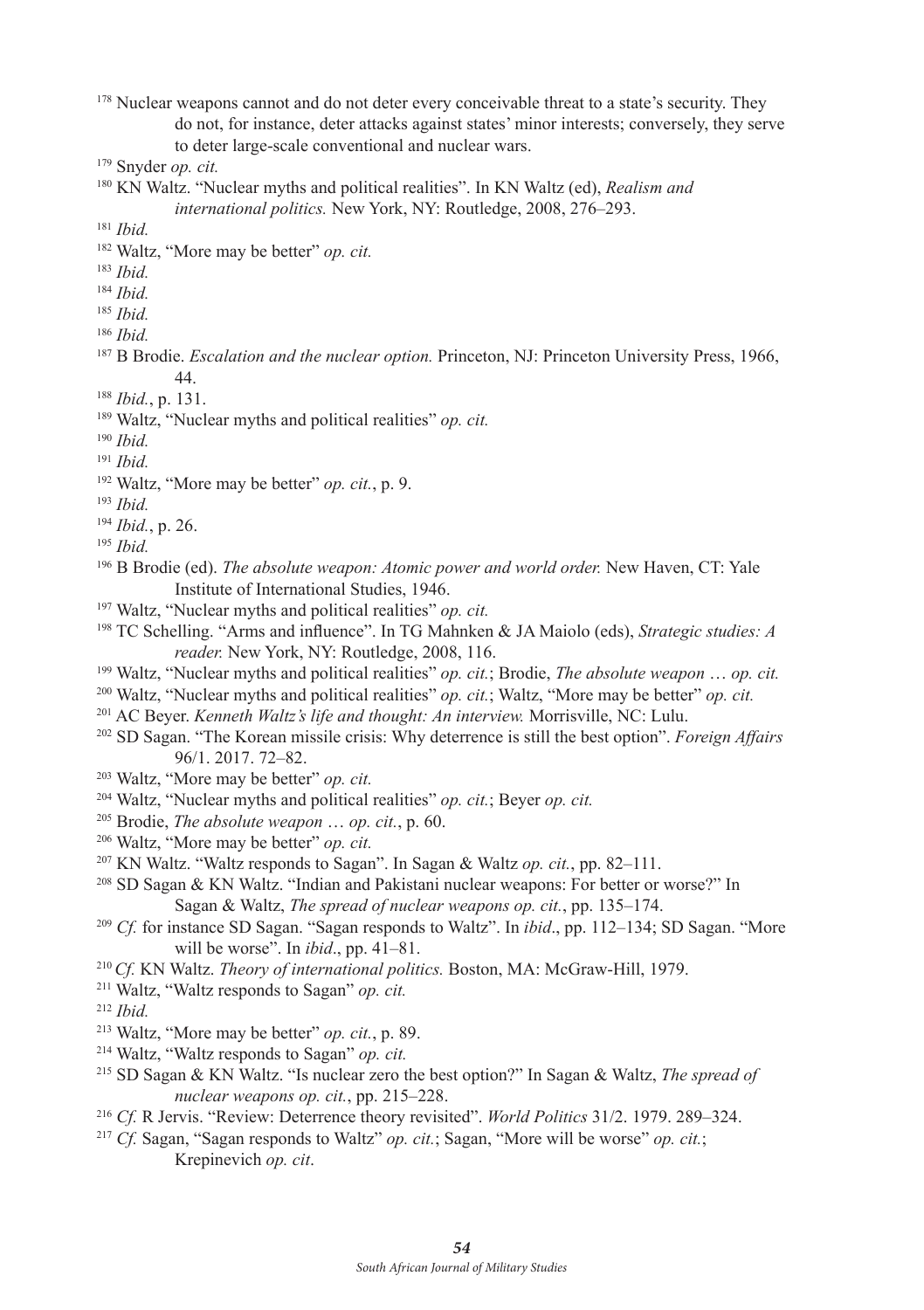[178] Nuclear weapons cannot and do not deter every conceivable threat to a state's security. They do not, for instance, deter attacks against states' minor interests; conversely, they serve to deter large-scale conventional and nuclear wars.

[179] Snyder *op. cit.*

[180] KN Waltz. "Nuclear myths and political realities". In KN Waltz (ed), *Realism and international politics.* New York, NY: Routledge, 2008, 276–293.

[181] *Ibid.*

[182] Waltz, "More may be better" *op. cit.*

[183] *Ibid.*

[184] *Ibid.*

[185] *Ibid.*

[186] *Ibid.*

[187] B Brodie. *Escalation and the nuclear option.* Princeton, NJ: Princeton University Press, 1966, 44.

[188] *Ibid.*, p. 131.

[189] Waltz, "Nuclear myths and political realities" *op. cit.*

[190] *Ibid.*

[191] *Ibid.*

[192] Waltz, "More may be better" *op. cit.*, p. 9.

[193] *Ibid.*

[194] *Ibid.*, p. 26.

[195] *Ibid.*

[196] B Brodie (ed). *The absolute weapon: Atomic power and world order.* New Haven, CT: Yale Institute of International Studies, 1946.

[197] Waltz, "Nuclear myths and political realities" *op. cit.*

[198] TC Schelling. "Arms and influence". In TG Mahnken & JA Maiolo (eds), *Strategic studies: A reader.* New York, NY: Routledge, 2008, 116.

[199] Waltz, "Nuclear myths and political realities" *op. cit.*; Brodie, *The absolute weapon … op. cit.*

[200] Waltz, "Nuclear myths and political realities" *op. cit.*; Waltz, "More may be better" *op. cit.*

[201] AC Beyer. *Kenneth Waltz's life and thought: An interview.* Morrisville, NC: Lulu.

[202] SD Sagan. "The Korean missile crisis: Why deterrence is still the best option". *Foreign Affairs* 96/1. 2017. 72–82.

[203] Waltz, "More may be better" *op. cit.*

[204] Waltz, "Nuclear myths and political realities" *op. cit.*; Beyer *op. cit.*

[205] Brodie, *The absolute weapon … op. cit.*, p. 60.

[206] Waltz, "More may be better" *op. cit.*

[207] KN Waltz. "Waltz responds to Sagan". In Sagan & Waltz *op. cit.*, pp. 82–111.

[208] SD Sagan & KN Waltz. "Indian and Pakistani nuclear weapons: For better or worse?" In Sagan & Waltz, *The spread of nuclear weapons op. cit.*, pp. 135–174.

[209] *Cf.* for instance SD Sagan. "Sagan responds to Waltz". In *ibid*., pp. 112–134; SD Sagan. "More will be worse". In *ibid*., pp. 41–81.

[210] *Cf.* KN Waltz. *Theory of international politics.* Boston, MA: McGraw-Hill, 1979.

[211] Waltz, "Waltz responds to Sagan" *op. cit.*

[212] *Ibid.*

[213] Waltz, "More may be better" *op. cit.*, p. 89.

[214] Waltz, "Waltz responds to Sagan" *op. cit.*

[215] SD Sagan & KN Waltz. "Is nuclear zero the best option?" In Sagan & Waltz, *The spread of nuclear weapons op. cit.*, pp. 215–228.

[216] *Cf.* R Jervis. "Review: Deterrence theory revisited". *World Politics* 31/2. 1979. 289–324.

[217] *Cf.* Sagan, "Sagan responds to Waltz" *op. cit.*; Sagan, "More will be worse" *op. cit.*; Krepinevich *op. cit*.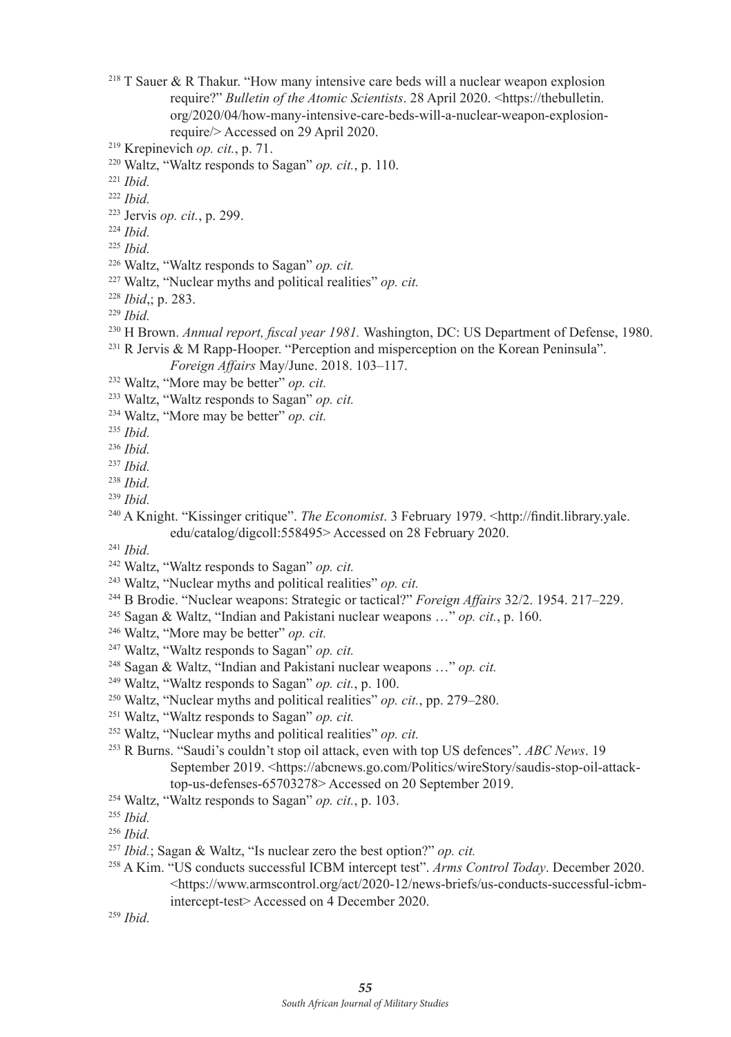218 T Sauer & R Thakur. "How many intensive care beds will a nuclear weapon explosion require?" *Bulletin of the Atomic Scientists*. 28 April 2020. <https://thebulletin.org/2020/04/how-many-intensive-care-beds-will-a-nuclear-weapon-explosion-require/> Accessed on 29 April 2020.

219 Krepinevich *op. cit.*, p. 71.

220 Waltz, "Waltz responds to Sagan" *op. cit.*, p. 110.

221 *Ibid.*

222 *Ibid.*

223 Jervis *op. cit.*, p. 299.

224 *Ibid.*

225 *Ibid.*

226 Waltz, "Waltz responds to Sagan" *op. cit.*

227 Waltz, "Nuclear myths and political realities" *op. cit.*

228 *Ibid*,; p. 283.

229 *Ibid.*

230 H Brown. *Annual report, fiscal year 1981.* Washington, DC: US Department of Defense, 1980.

231 R Jervis & M Rapp-Hooper. "Perception and misperception on the Korean Peninsula". *Foreign Affairs* May/June. 2018. 103–117.

232 Waltz, "More may be better" *op. cit.*

233 Waltz, "Waltz responds to Sagan" *op. cit.*

234 Waltz, "More may be better" *op. cit.*

235 *Ibid.*

236 *Ibid.*

237 *Ibid.*

238 *Ibid.*

239 *Ibid.*

240 A Knight. "Kissinger critique". *The Economist*. 3 February 1979. <http://findit.library.yale.edu/catalog/digcoll:558495> Accessed on 28 February 2020.

241 *Ibid.*

242 Waltz, "Waltz responds to Sagan" *op. cit.*

243 Waltz, "Nuclear myths and political realities" *op. cit.*

244 B Brodie. "Nuclear weapons: Strategic or tactical?" *Foreign Affairs* 32/2. 1954. 217–229.

245 Sagan & Waltz, "Indian and Pakistani nuclear weapons …" *op. cit.*, p. 160.

246 Waltz, "More may be better" *op. cit.*

247 Waltz, "Waltz responds to Sagan" *op. cit.*

248 Sagan & Waltz, "Indian and Pakistani nuclear weapons …" *op. cit.*

249 Waltz, "Waltz responds to Sagan" *op. cit.*, p. 100.

250 Waltz, "Nuclear myths and political realities" *op. cit.*, pp. 279–280.

251 Waltz, "Waltz responds to Sagan" *op. cit.*

252 Waltz, "Nuclear myths and political realities" *op. cit.*

253 R Burns. "Saudi's couldn't stop oil attack, even with top US defences". *ABC News*. 19 September 2019. <https://abcnews.go.com/Politics/wireStory/saudis-stop-oil-attack-top-us-defenses-65703278> Accessed on 20 September 2019.

254 Waltz, "Waltz responds to Sagan" *op. cit.*, p. 103.

255 *Ibid.*

256 *Ibid.*

257 *Ibid.*; Sagan & Waltz, "Is nuclear zero the best option?" *op. cit.*

258 A Kim. "US conducts successful ICBM intercept test". *Arms Control Today*. December 2020. <https://www.armscontrol.org/act/2020-12/news-briefs/us-conducts-successful-icbm-intercept-test> Accessed on 4 December 2020.

259 *Ibid.*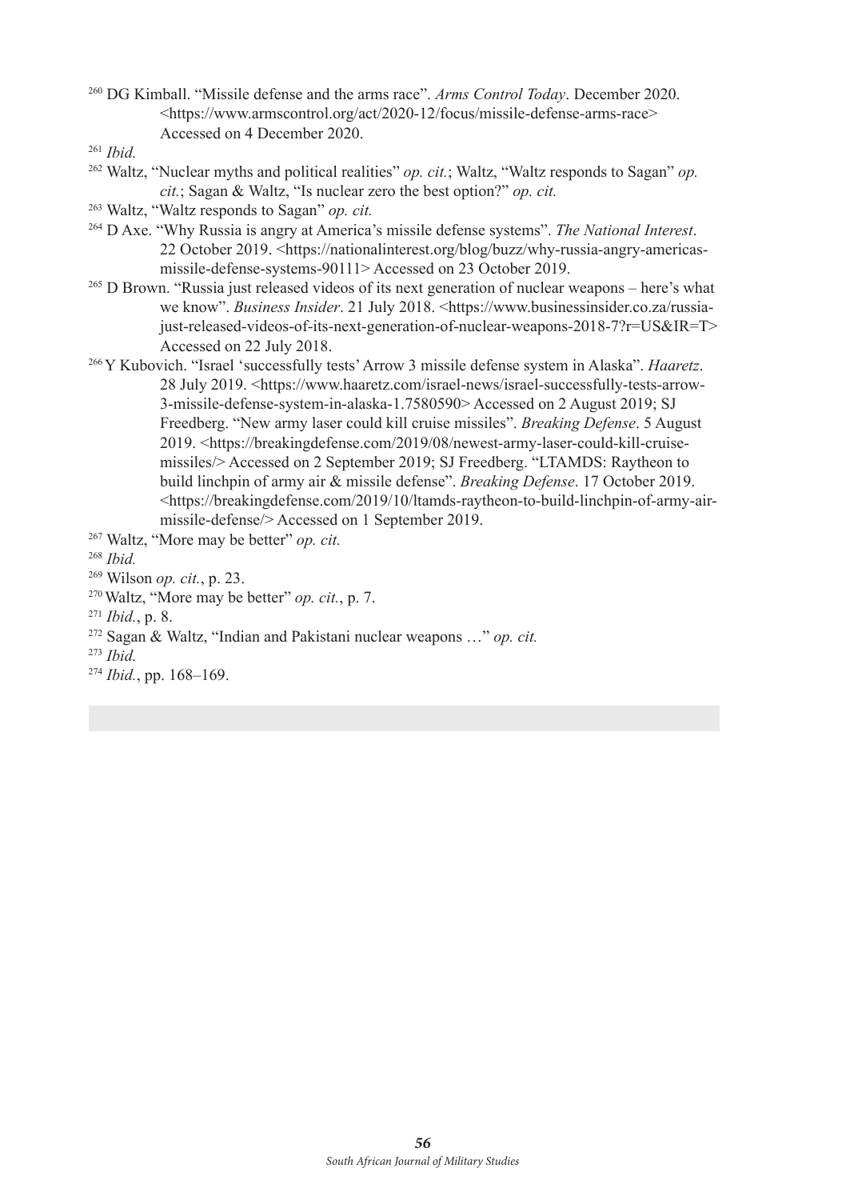[260] DG Kimball. "Missile defense and the arms race". *Arms Control Today*. December 2020. <https://www.armscontrol.org/act/2020-12/focus/missile-defense-arms-race> Accessed on 4 December 2020.

[261] *Ibid.*

[262] Waltz, "Nuclear myths and political realities" *op. cit.*; Waltz, "Waltz responds to Sagan" *op. cit.*; Sagan & Waltz, "Is nuclear zero the best option?" *op. cit.*

[263] Waltz, "Waltz responds to Sagan" *op. cit.*

[264] D Axe. "Why Russia is angry at America's missile defense systems". *The National Interest*. 22 October 2019. <https://nationalinterest.org/blog/buzz/why-russia-angry-americas-missile-defense-systems-90111> Accessed on 23 October 2019.

[265] D Brown. "Russia just released videos of its next generation of nuclear weapons – here's what we know". *Business Insider*. 21 July 2018. <https://www.businessinsider.co.za/russia-just-released-videos-of-its-next-generation-of-nuclear-weapons-2018-7?r=US&IR=T> Accessed on 22 July 2018.

[266] Y Kubovich. "Israel 'successfully tests' Arrow 3 missile defense system in Alaska". *Haaretz*. 28 July 2019. <https://www.haaretz.com/israel-news/israel-successfully-tests-arrow-3-missile-defense-system-in-alaska-1.7580590> Accessed on 2 August 2019; SJ Freedberg. "New army laser could kill cruise missiles". *Breaking Defense*. 5 August 2019. <https://breakingdefense.com/2019/08/newest-army-laser-could-kill-cruise-missiles/> Accessed on 2 September 2019; SJ Freedberg. "LTAMDS: Raytheon to build linchpin of army air & missile defense". *Breaking Defense*. 17 October 2019. <https://breakingdefense.com/2019/10/ltamds-raytheon-to-build-linchpin-of-army-air-missile-defense/> Accessed on 1 September 2019.

[267] Waltz, "More may be better" *op. cit.*

[268] *Ibid.*

[269] Wilson *op. cit.*, p. 23.

[270] Waltz, "More may be better" *op. cit.*, p. 7.

[271] *Ibid.*, p. 8.

[272] Sagan & Waltz, "Indian and Pakistani nuclear weapons …" *op. cit.*

[273] *Ibid.*

[274] *Ibid.*, pp. 168–169.